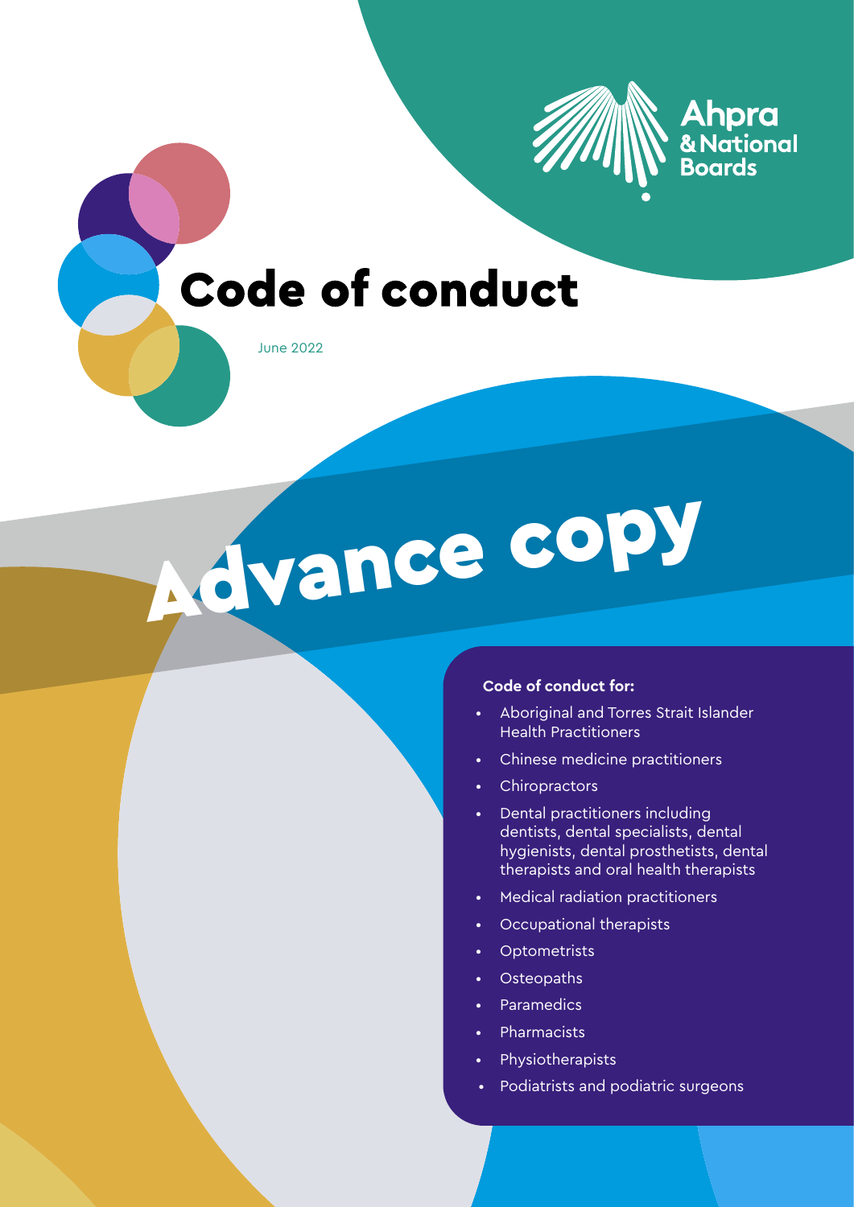Ahpra & National Boards

# Code of conduct

June 2022

Advance copy

**Code of conduct for:**

- Aboriginal and Torres Strait Islander Health Practitioners
- Chinese medicine practitioners
- Chiropractors
- Dental practitioners including dentists, dental specialists, dental hygienists, dental prosthetists, dental therapists and oral health therapists
- Medical radiation practitioners
- Occupational therapists
- Optometrists
- Osteopaths
- Paramedics
- Pharmacists
- Physiotherapists
- Podiatrists and podiatric surgeons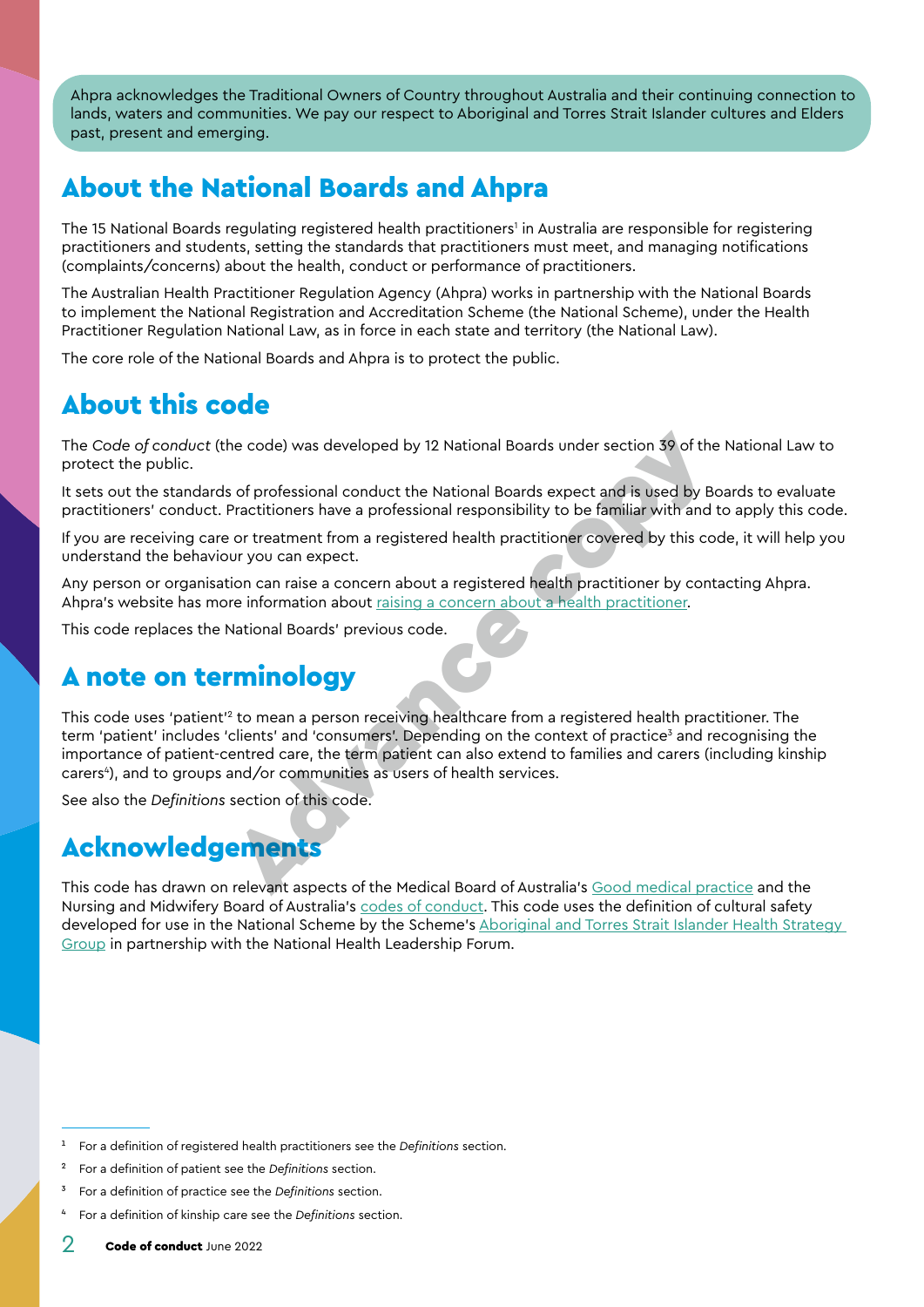Ahpra acknowledges the Traditional Owners of Country throughout Australia and their continuing connection to lands, waters and communities. We pay our respect to Aboriginal and Torres Strait Islander cultures and Elders past, present and emerging.

## About the National Boards and Ahpra

The 15 National Boards regulating registered health practitioners[1] in Australia are responsible for registering practitioners and students, setting the standards that practitioners must meet, and managing notifications (complaints/concerns) about the health, conduct or performance of practitioners.

The Australian Health Practitioner Regulation Agency (Ahpra) works in partnership with the National Boards to implement the National Registration and Accreditation Scheme (the National Scheme), under the Health Practitioner Regulation National Law, as in force in each state and territory (the National Law).

The core role of the National Boards and Ahpra is to protect the public.

## About this code

The *Code of conduct* (the code) was developed by 12 National Boards under section 39 of the National Law to protect the public.

It sets out the standards of professional conduct the National Boards expect and is used by Boards to evaluate practitioners' conduct. Practitioners have a professional responsibility to be familiar with and to apply this code.

If you are receiving care or treatment from a registered health practitioner covered by this code, it will help you understand the behaviour you can expect.

Any person or organisation can raise a concern about a registered health practitioner by contacting Ahpra. Ahpra's website has more information about raising a concern about a health practitioner.

This code replaces the National Boards' previous code.

## A note on terminology

This code uses 'patient'[2] to mean a person receiving healthcare from a registered health practitioner. The term 'patient' includes 'clients' and 'consumers'. Depending on the context of practice[3] and recognising the importance of patient-centred care, the term patient can also extend to families and carers (including kinship carers[4]), and to groups and/or communities as users of health services.

See also the *Definitions* section of this code.

## Acknowledgements

This code has drawn on relevant aspects of the Medical Board of Australia's Good medical practice and the Nursing and Midwifery Board of Australia's codes of conduct. This code uses the definition of cultural safety developed for use in the National Scheme by the Scheme's Aboriginal and Torres Strait Islander Health Strategy Group in partnership with the National Health Leadership Forum.

---

[1] For a definition of registered health practitioners see the *Definitions* section.

[2] For a definition of patient see the *Definitions* section.

[3] For a definition of practice see the *Definitions* section.

[4] For a definition of kinship care see the *Definitions* section.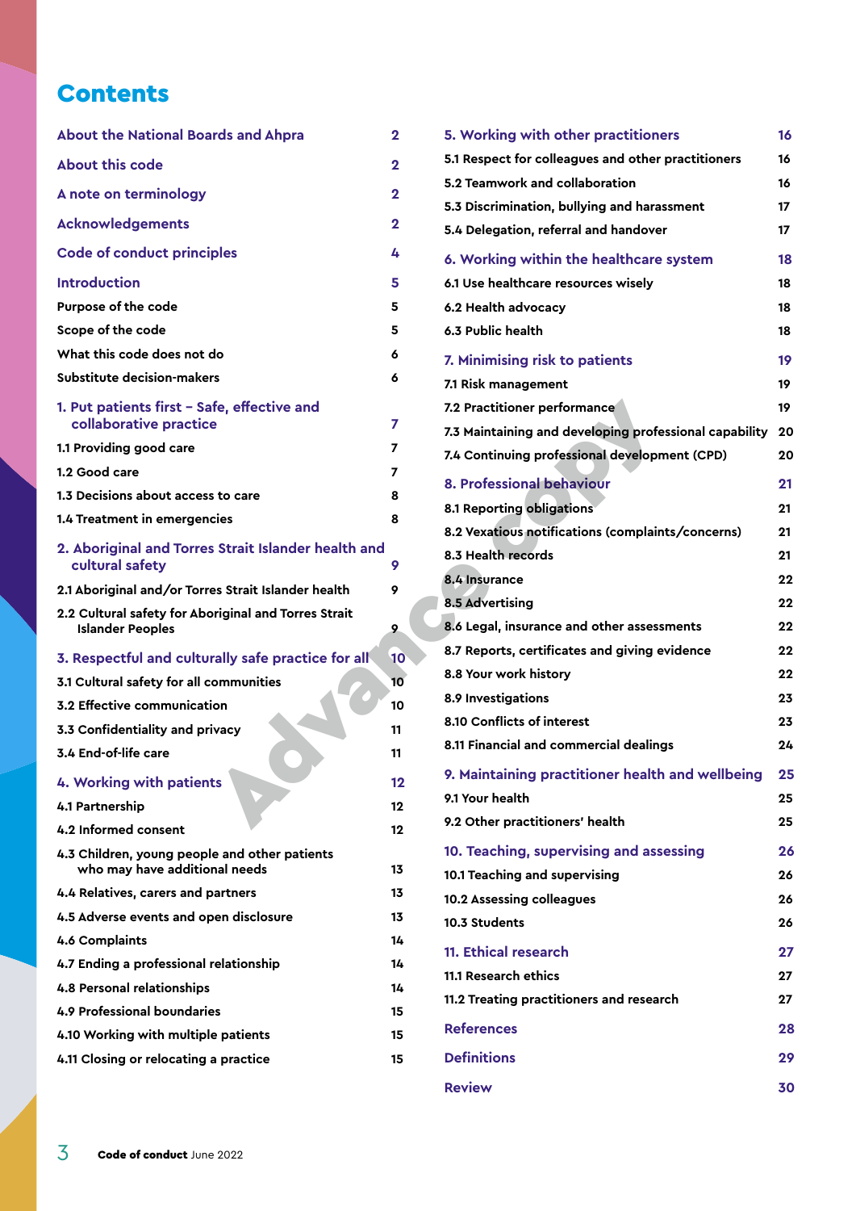# Contents

| | |
|---|---|
| **About the National Boards and Ahpra** | 2 |
| **About this code** | 2 |
| **A note on terminology** | 2 |
| **Acknowledgements** | 2 |
| **Code of conduct principles** | 4 |
| **Introduction** | 5 |
| Purpose of the code | 5 |
| Scope of the code | 5 |
| What this code does not do | 6 |
| Substitute decision-makers | 6 |
| **1. Put patients first – Safe, effective and collaborative practice** | 7 |
| 1.1 Providing good care | 7 |
| 1.2 Good care | 7 |
| 1.3 Decisions about access to care | 8 |
| 1.4 Treatment in emergencies | 8 |
| **2. Aboriginal and Torres Strait Islander health and cultural safety** | 9 |
| 2.1 Aboriginal and/or Torres Strait Islander health | 9 |
| 2.2 Cultural safety for Aboriginal and Torres Strait Islander Peoples | 9 |
| **3. Respectful and culturally safe practice for all** | 10 |
| 3.1 Cultural safety for all communities | 10 |
| 3.2 Effective communication | 10 |
| 3.3 Confidentiality and privacy | 11 |
| 3.4 End-of-life care | 11 |
| **4. Working with patients** | 12 |
| 4.1 Partnership | 12 |
| 4.2 Informed consent | 12 |
| 4.3 Children, young people and other patients who may have additional needs | 13 |
| 4.4 Relatives, carers and partners | 13 |
| 4.5 Adverse events and open disclosure | 13 |
| 4.6 Complaints | 14 |
| 4.7 Ending a professional relationship | 14 |
| 4.8 Personal relationships | 14 |
| 4.9 Professional boundaries | 15 |
| 4.10 Working with multiple patients | 15 |
| 4.11 Closing or relocating a practice | 15 |
| **5. Working with other practitioners** | 16 |
| 5.1 Respect for colleagues and other practitioners | 16 |
| 5.2 Teamwork and collaboration | 16 |
| 5.3 Discrimination, bullying and harassment | 17 |
| 5.4 Delegation, referral and handover | 17 |
| **6. Working within the healthcare system** | 18 |
| 6.1 Use healthcare resources wisely | 18 |
| 6.2 Health advocacy | 18 |
| 6.3 Public health | 18 |
| **7. Minimising risk to patients** | 19 |
| 7.1 Risk management | 19 |
| 7.2 Practitioner performance | 19 |
| 7.3 Maintaining and developing professional capability | 20 |
| 7.4 Continuing professional development (CPD) | 20 |
| **8. Professional behaviour** | 21 |
| 8.1 Reporting obligations | 21 |
| 8.2 Vexatious notifications (complaints/concerns) | 21 |
| 8.3 Health records | 21 |
| 8.4 Insurance | 22 |
| 8.5 Advertising | 22 |
| 8.6 Legal, insurance and other assessments | 22 |
| 8.7 Reports, certificates and giving evidence | 22 |
| 8.8 Your work history | 22 |
| 8.9 Investigations | 23 |
| 8.10 Conflicts of interest | 23 |
| 8.11 Financial and commercial dealings | 24 |
| **9. Maintaining practitioner health and wellbeing** | 25 |
| 9.1 Your health | 25 |
| 9.2 Other practitioners' health | 25 |
| **10. Teaching, supervising and assessing** | 26 |
| 10.1 Teaching and supervising | 26 |
| 10.2 Assessing colleagues | 26 |
| 10.3 Students | 26 |
| **11. Ethical research** | 27 |
| 11.1 Research ethics | 27 |
| 11.2 Treating practitioners and research | 27 |
| **References** | 28 |
| **Definitions** | 29 |
| **Review** | 30 |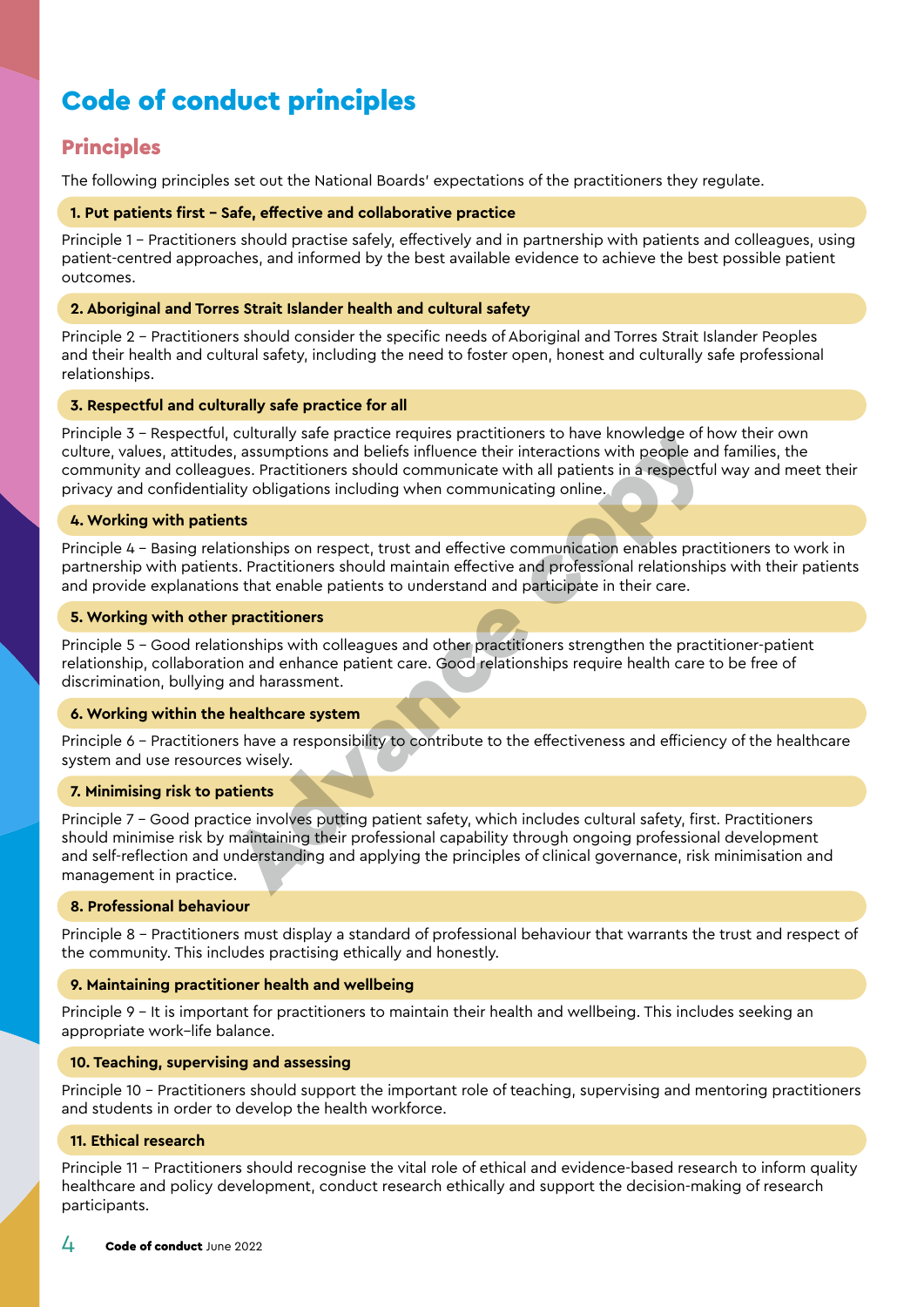# Code of conduct principles

## Principles

The following principles set out the National Boards' expectations of the practitioners they regulate.

### 1. Put patients first – Safe, effective and collaborative practice

Principle 1 – Practitioners should practise safely, effectively and in partnership with patients and colleagues, using patient-centred approaches, and informed by the best available evidence to achieve the best possible patient outcomes.

### 2. Aboriginal and Torres Strait Islander health and cultural safety

Principle 2 – Practitioners should consider the specific needs of Aboriginal and Torres Strait Islander Peoples and their health and cultural safety, including the need to foster open, honest and culturally safe professional relationships.

### 3. Respectful and culturally safe practice for all

Principle 3 – Respectful, culturally safe practice requires practitioners to have knowledge of how their own culture, values, attitudes, assumptions and beliefs influence their interactions with people and families, the community and colleagues. Practitioners should communicate with all patients in a respectful way and meet their privacy and confidentiality obligations including when communicating online.

### 4. Working with patients

Principle 4 – Basing relationships on respect, trust and effective communication enables practitioners to work in partnership with patients. Practitioners should maintain effective and professional relationships with their patients and provide explanations that enable patients to understand and participate in their care.

### 5. Working with other practitioners

Principle 5 – Good relationships with colleagues and other practitioners strengthen the practitioner-patient relationship, collaboration and enhance patient care. Good relationships require health care to be free of discrimination, bullying and harassment.

### 6. Working within the healthcare system

Principle 6 – Practitioners have a responsibility to contribute to the effectiveness and efficiency of the healthcare system and use resources wisely.

### 7. Minimising risk to patients

Principle 7 – Good practice involves putting patient safety, which includes cultural safety, first. Practitioners should minimise risk by maintaining their professional capability through ongoing professional development and self-reflection and understanding and applying the principles of clinical governance, risk minimisation and management in practice.

### 8. Professional behaviour

Principle 8 – Practitioners must display a standard of professional behaviour that warrants the trust and respect of the community. This includes practising ethically and honestly.

### 9. Maintaining practitioner health and wellbeing

Principle 9 – It is important for practitioners to maintain their health and wellbeing. This includes seeking an appropriate work–life balance.

### 10. Teaching, supervising and assessing

Principle 10 – Practitioners should support the important role of teaching, supervising and mentoring practitioners and students in order to develop the health workforce.

### 11. Ethical research

Principle 11 – Practitioners should recognise the vital role of ethical and evidence-based research to inform quality healthcare and policy development, conduct research ethically and support the decision-making of research participants.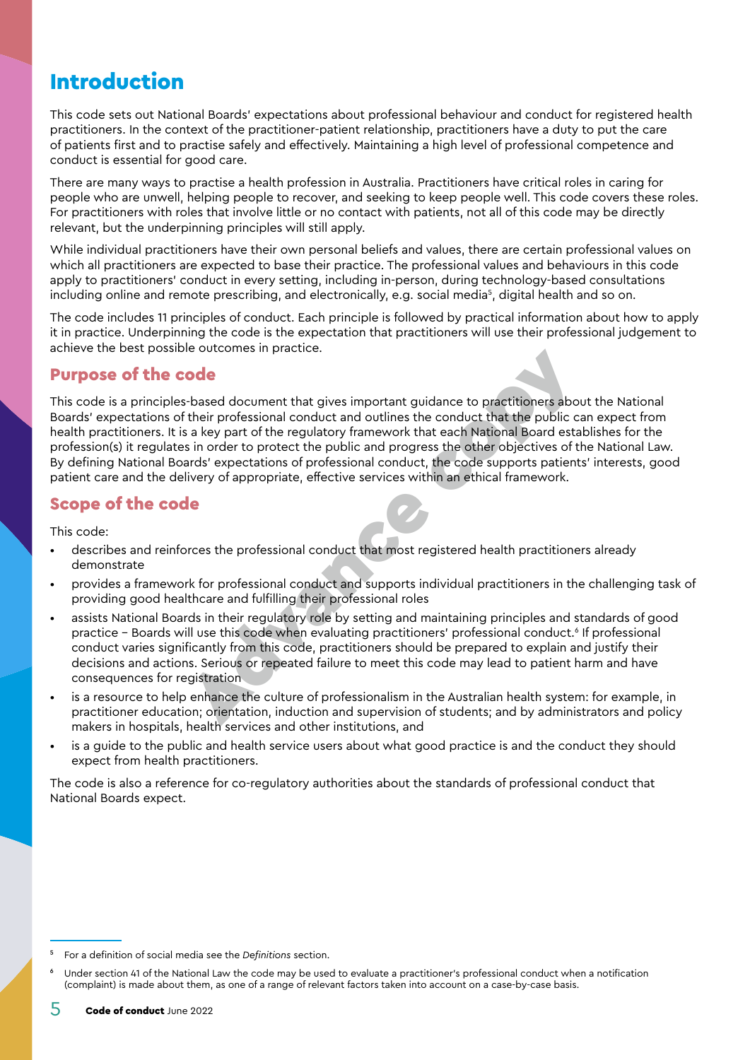# Introduction

This code sets out National Boards' expectations about professional behaviour and conduct for registered health practitioners. In the context of the practitioner-patient relationship, practitioners have a duty to put the care of patients first and to practise safely and effectively. Maintaining a high level of professional competence and conduct is essential for good care.

There are many ways to practise a health profession in Australia. Practitioners have critical roles in caring for people who are unwell, helping people to recover, and seeking to keep people well. This code covers these roles. For practitioners with roles that involve little or no contact with patients, not all of this code may be directly relevant, but the underpinning principles will still apply.

While individual practitioners have their own personal beliefs and values, there are certain professional values on which all practitioners are expected to base their practice. The professional values and behaviours in this code apply to practitioners' conduct in every setting, including in-person, during technology-based consultations including online and remote prescribing, and electronically, e.g. social media[5], digital health and so on.

The code includes 11 principles of conduct. Each principle is followed by practical information about how to apply it in practice. Underpinning the code is the expectation that practitioners will use their professional judgement to achieve the best possible outcomes in practice.

## Purpose of the code

This code is a principles-based document that gives important guidance to practitioners about the National Boards' expectations of their professional conduct and outlines the conduct that the public can expect from health practitioners. It is a key part of the regulatory framework that each National Board establishes for the profession(s) it regulates in order to protect the public and progress the other objectives of the National Law. By defining National Boards' expectations of professional conduct, the code supports patients' interests, good patient care and the delivery of appropriate, effective services within an ethical framework.

## Scope of the code

This code:

- describes and reinforces the professional conduct that most registered health practitioners already demonstrate
- provides a framework for professional conduct and supports individual practitioners in the challenging task of providing good healthcare and fulfilling their professional roles
- assists National Boards in their regulatory role by setting and maintaining principles and standards of good practice – Boards will use this code when evaluating practitioners' professional conduct.[6] If professional conduct varies significantly from this code, practitioners should be prepared to explain and justify their decisions and actions. Serious or repeated failure to meet this code may lead to patient harm and have consequences for registration
- is a resource to help enhance the culture of professionalism in the Australian health system: for example, in practitioner education; orientation, induction and supervision of students; and by administrators and policy makers in hospitals, health services and other institutions, and
- is a guide to the public and health service users about what good practice is and the conduct they should expect from health practitioners.

The code is also a reference for co-regulatory authorities about the standards of professional conduct that National Boards expect.

[5] For a definition of social media see the *Definitions* section.

[6] Under section 41 of the National Law the code may be used to evaluate a practitioner's professional conduct when a notification (complaint) is made about them, as one of a range of relevant factors taken into account on a case-by-case basis.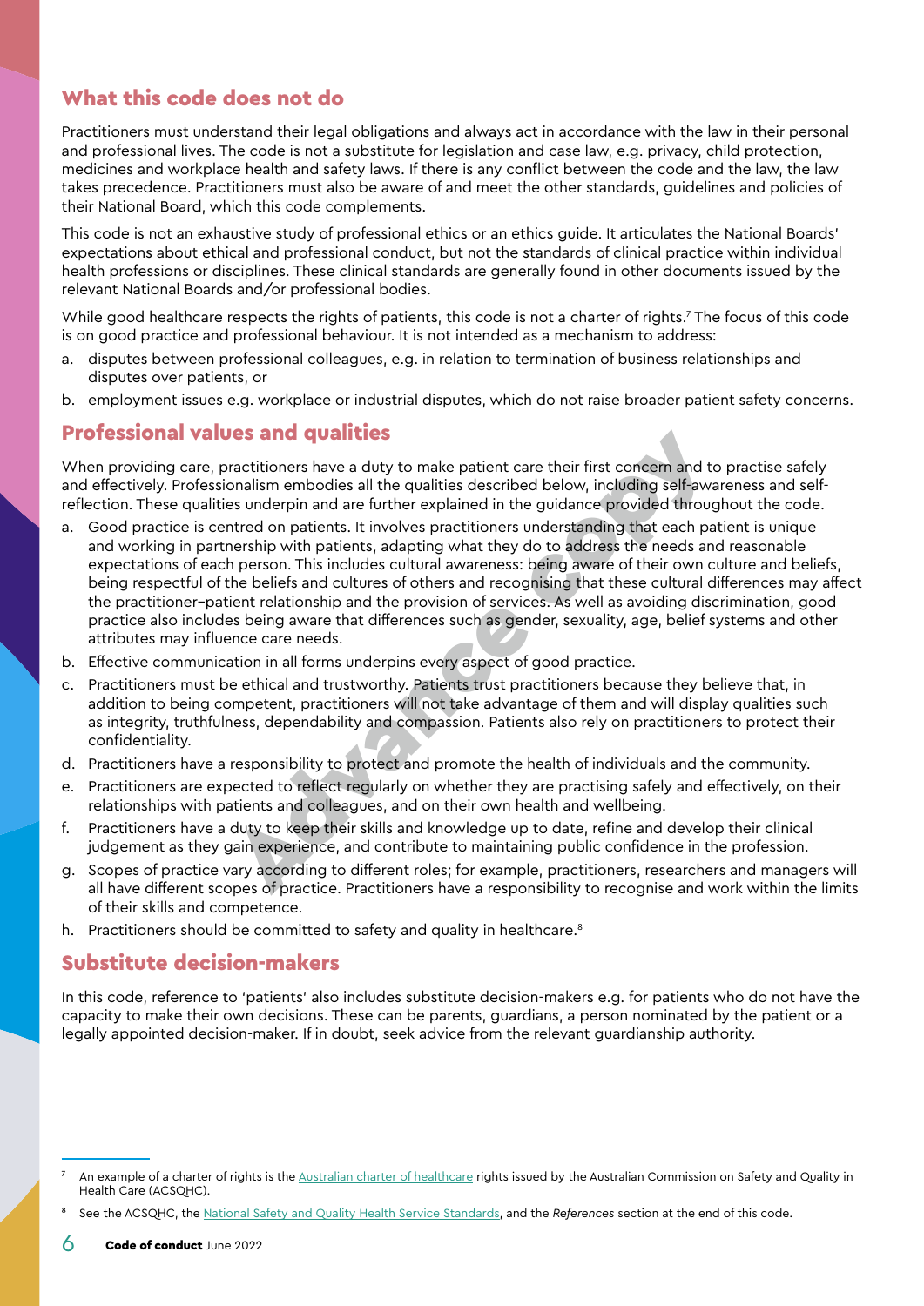## What this code does not do

Practitioners must understand their legal obligations and always act in accordance with the law in their personal and professional lives. The code is not a substitute for legislation and case law, e.g. privacy, child protection, medicines and workplace health and safety laws. If there is any conflict between the code and the law, the law takes precedence. Practitioners must also be aware of and meet the other standards, guidelines and policies of their National Board, which this code complements.

This code is not an exhaustive study of professional ethics or an ethics guide. It articulates the National Boards' expectations about ethical and professional conduct, but not the standards of clinical practice within individual health professions or disciplines. These clinical standards are generally found in other documents issued by the relevant National Boards and/or professional bodies.

While good healthcare respects the rights of patients, this code is not a charter of rights.[7] The focus of this code is on good practice and professional behaviour. It is not intended as a mechanism to address:

a. disputes between professional colleagues, e.g. in relation to termination of business relationships and disputes over patients, or
b. employment issues e.g. workplace or industrial disputes, which do not raise broader patient safety concerns.

## Professional values and qualities

When providing care, practitioners have a duty to make patient care their first concern and to practise safely and effectively. Professionalism embodies all the qualities described below, including self-awareness and self-reflection. These qualities underpin and are further explained in the guidance provided throughout the code.

a. Good practice is centred on patients. It involves practitioners understanding that each patient is unique and working in partnership with patients, adapting what they do to address the needs and reasonable expectations of each person. This includes cultural awareness: being aware of their own culture and beliefs, being respectful of the beliefs and cultures of others and recognising that these cultural differences may affect the practitioner–patient relationship and the provision of services. As well as avoiding discrimination, good practice also includes being aware that differences such as gender, sexuality, age, belief systems and other attributes may influence care needs.
b. Effective communication in all forms underpins every aspect of good practice.
c. Practitioners must be ethical and trustworthy. Patients trust practitioners because they believe that, in addition to being competent, practitioners will not take advantage of them and will display qualities such as integrity, truthfulness, dependability and compassion. Patients also rely on practitioners to protect their confidentiality.
d. Practitioners have a responsibility to protect and promote the health of individuals and the community.
e. Practitioners are expected to reflect regularly on whether they are practising safely and effectively, on their relationships with patients and colleagues, and on their own health and wellbeing.
f. Practitioners have a duty to keep their skills and knowledge up to date, refine and develop their clinical judgement as they gain experience, and contribute to maintaining public confidence in the profession.
g. Scopes of practice vary according to different roles; for example, practitioners, researchers and managers will all have different scopes of practice. Practitioners have a responsibility to recognise and work within the limits of their skills and competence.
h. Practitioners should be committed to safety and quality in healthcare.[8]

## Substitute decision-makers

In this code, reference to 'patients' also includes substitute decision-makers e.g. for patients who do not have the capacity to make their own decisions. These can be parents, guardians, a person nominated by the patient or a legally appointed decision-maker. If in doubt, seek advice from the relevant guardianship authority.

---

[7] An example of a charter of rights is the Australian charter of healthcare rights issued by the Australian Commission on Safety and Quality in Health Care (ACSQHC).

[8] See the ACSQHC, the National Safety and Quality Health Service Standards, and the *References* section at the end of this code.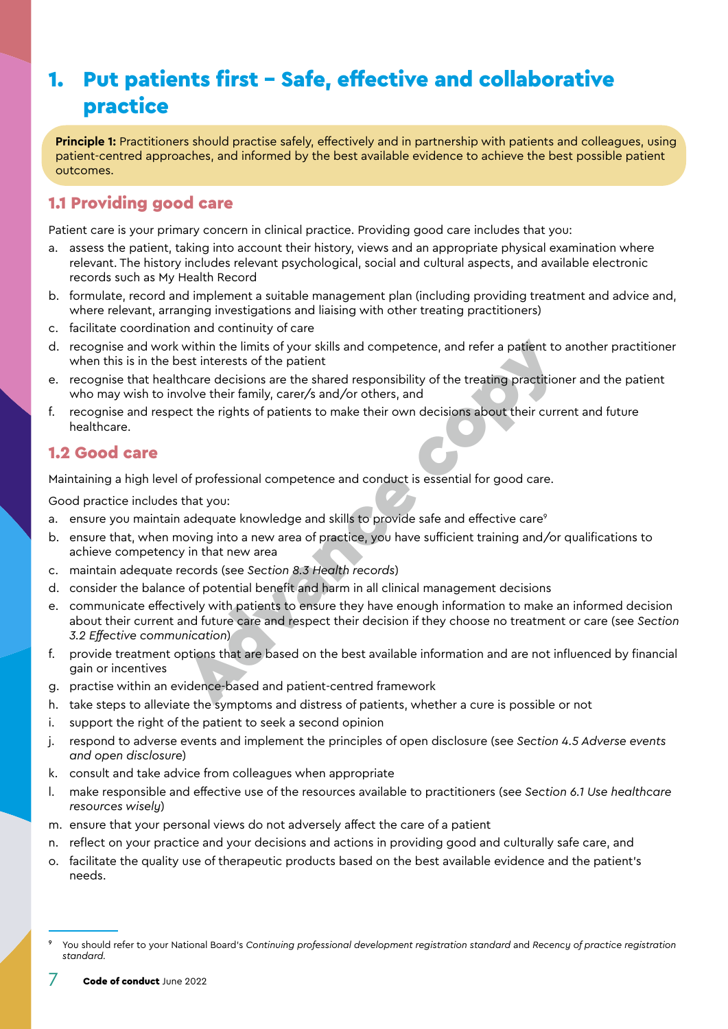# 1. Put patients first – Safe, effective and collaborative practice

**Principle 1:** Practitioners should practise safely, effectively and in partnership with patients and colleagues, using patient-centred approaches, and informed by the best available evidence to achieve the best possible patient outcomes.

## 1.1 Providing good care

Patient care is your primary concern in clinical practice. Providing good care includes that you:

a. assess the patient, taking into account their history, views and an appropriate physical examination where relevant. The history includes relevant psychological, social and cultural aspects, and available electronic records such as My Health Record
b. formulate, record and implement a suitable management plan (including providing treatment and advice and, where relevant, arranging investigations and liaising with other treating practitioners)
c. facilitate coordination and continuity of care
d. recognise and work within the limits of your skills and competence, and refer a patient to another practitioner when this is in the best interests of the patient
e. recognise that healthcare decisions are the shared responsibility of the treating practitioner and the patient who may wish to involve their family, carer/s and/or others, and
f. recognise and respect the rights of patients to make their own decisions about their current and future healthcare.

## 1.2 Good care

Maintaining a high level of professional competence and conduct is essential for good care.

Good practice includes that you:

a. ensure you maintain adequate knowledge and skills to provide safe and effective care[9]
b. ensure that, when moving into a new area of practice, you have sufficient training and/or qualifications to achieve competency in that new area
c. maintain adequate records (see *Section 8.3 Health records*)
d. consider the balance of potential benefit and harm in all clinical management decisions
e. communicate effectively with patients to ensure they have enough information to make an informed decision about their current and future care and respect their decision if they choose no treatment or care (see *Section 3.2 Effective communication*)
f. provide treatment options that are based on the best available information and are not influenced by financial gain or incentives
g. practise within an evidence-based and patient-centred framework
h. take steps to alleviate the symptoms and distress of patients, whether a cure is possible or not
i. support the right of the patient to seek a second opinion
j. respond to adverse events and implement the principles of open disclosure (see *Section 4.5 Adverse events and open disclosure*)
k. consult and take advice from colleagues when appropriate
l. make responsible and effective use of the resources available to practitioners (see *Section 6.1 Use healthcare resources wisely*)
m. ensure that your personal views do not adversely affect the care of a patient
n. reflect on your practice and your decisions and actions in providing good and culturally safe care, and
o. facilitate the quality use of therapeutic products based on the best available evidence and the patient's needs.

---

[9] You should refer to your National Board's *Continuing professional development registration standard* and *Recency of practice registration standard*.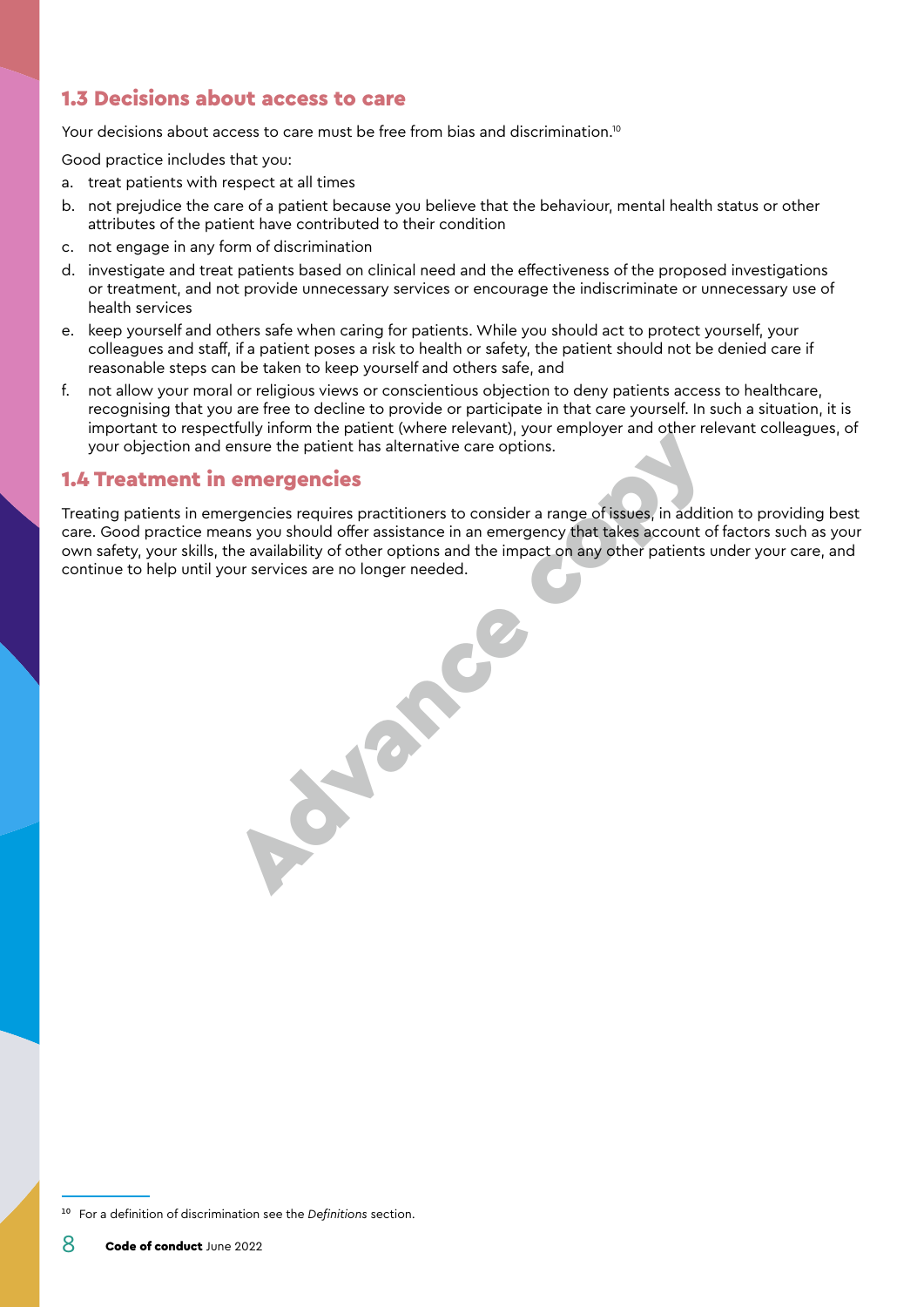## 1.3 Decisions about access to care

Your decisions about access to care must be free from bias and discrimination.[10]

Good practice includes that you:

a. treat patients with respect at all times
b. not prejudice the care of a patient because you believe that the behaviour, mental health status or other attributes of the patient have contributed to their condition
c. not engage in any form of discrimination
d. investigate and treat patients based on clinical need and the effectiveness of the proposed investigations or treatment, and not provide unnecessary services or encourage the indiscriminate or unnecessary use of health services
e. keep yourself and others safe when caring for patients. While you should act to protect yourself, your colleagues and staff, if a patient poses a risk to health or safety, the patient should not be denied care if reasonable steps can be taken to keep yourself and others safe, and
f. not allow your moral or religious views or conscientious objection to deny patients access to healthcare, recognising that you are free to decline to provide or participate in that care yourself. In such a situation, it is important to respectfully inform the patient (where relevant), your employer and other relevant colleagues, of your objection and ensure the patient has alternative care options.

## 1.4 Treatment in emergencies

Treating patients in emergencies requires practitioners to consider a range of issues, in addition to providing best care. Good practice means you should offer assistance in an emergency that takes account of factors such as your own safety, your skills, the availability of other options and the impact on any other patients under your care, and continue to help until your services are no longer needed.

[10] For a definition of discrimination see the *Definitions* section.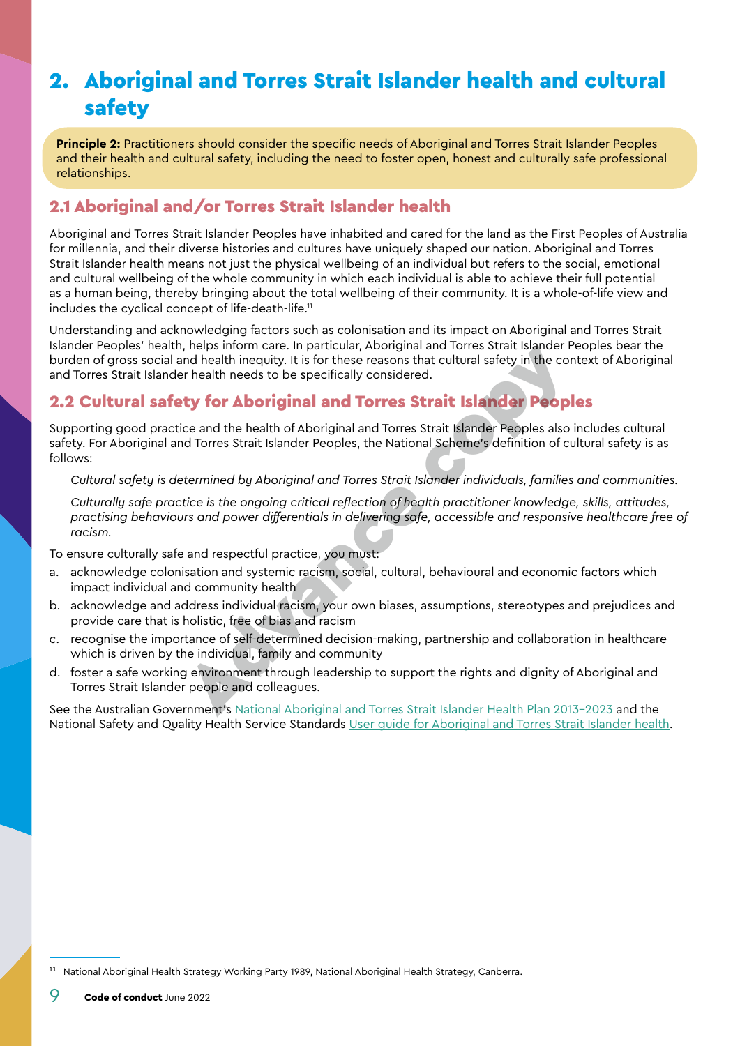# 2. Aboriginal and Torres Strait Islander health and cultural safety

**Principle 2:** Practitioners should consider the specific needs of Aboriginal and Torres Strait Islander Peoples and their health and cultural safety, including the need to foster open, honest and culturally safe professional relationships.

## 2.1 Aboriginal and/or Torres Strait Islander health

Aboriginal and Torres Strait Islander Peoples have inhabited and cared for the land as the First Peoples of Australia for millennia, and their diverse histories and cultures have uniquely shaped our nation. Aboriginal and Torres Strait Islander health means not just the physical wellbeing of an individual but refers to the social, emotional and cultural wellbeing of the whole community in which each individual is able to achieve their full potential as a human being, thereby bringing about the total wellbeing of their community. It is a whole-of-life view and includes the cyclical concept of life-death-life.[11]

Understanding and acknowledging factors such as colonisation and its impact on Aboriginal and Torres Strait Islander Peoples' health, helps inform care. In particular, Aboriginal and Torres Strait Islander Peoples bear the burden of gross social and health inequity. It is for these reasons that cultural safety in the context of Aboriginal and Torres Strait Islander health needs to be specifically considered.

## 2.2 Cultural safety for Aboriginal and Torres Strait Islander Peoples

Supporting good practice and the health of Aboriginal and Torres Strait Islander Peoples also includes cultural safety. For Aboriginal and Torres Strait Islander Peoples, the National Scheme's definition of cultural safety is as follows:

*Cultural safety is determined by Aboriginal and Torres Strait Islander individuals, families and communities.*

*Culturally safe practice is the ongoing critical reflection of health practitioner knowledge, skills, attitudes, practising behaviours and power differentials in delivering safe, accessible and responsive healthcare free of racism.*

To ensure culturally safe and respectful practice, you must:

a. acknowledge colonisation and systemic racism, social, cultural, behavioural and economic factors which impact individual and community health
b. acknowledge and address individual racism, your own biases, assumptions, stereotypes and prejudices and provide care that is holistic, free of bias and racism
c. recognise the importance of self-determined decision-making, partnership and collaboration in healthcare which is driven by the individual, family and community
d. foster a safe working environment through leadership to support the rights and dignity of Aboriginal and Torres Strait Islander people and colleagues.

See the Australian Government's National Aboriginal and Torres Strait Islander Health Plan 2013–2023 and the National Safety and Quality Health Service Standards User guide for Aboriginal and Torres Strait Islander health.

[11] National Aboriginal Health Strategy Working Party 1989, National Aboriginal Health Strategy, Canberra.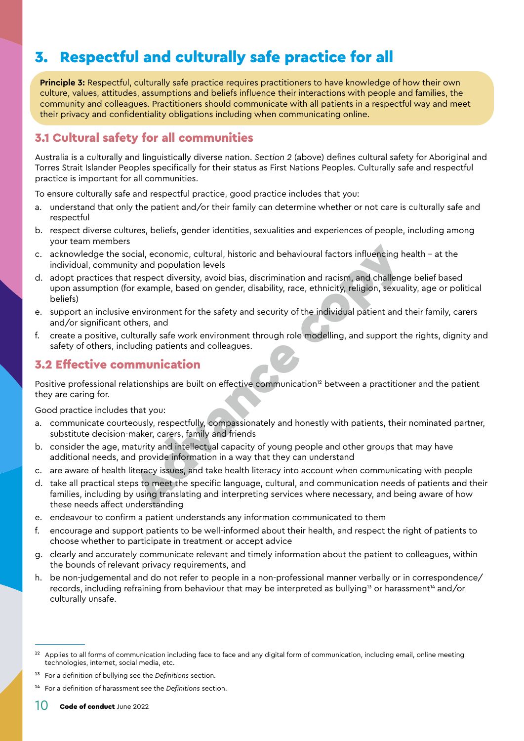# 3. Respectful and culturally safe practice for all

**Principle 3:** Respectful, culturally safe practice requires practitioners to have knowledge of how their own culture, values, attitudes, assumptions and beliefs influence their interactions with people and families, the community and colleagues. Practitioners should communicate with all patients in a respectful way and meet their privacy and confidentiality obligations including when communicating online.

## 3.1 Cultural safety for all communities

Australia is a culturally and linguistically diverse nation. *Section 2* (above) defines cultural safety for Aboriginal and Torres Strait Islander Peoples specifically for their status as First Nations Peoples. Culturally safe and respectful practice is important for all communities.

To ensure culturally safe and respectful practice, good practice includes that you:

a. understand that only the patient and/or their family can determine whether or not care is culturally safe and respectful
b. respect diverse cultures, beliefs, gender identities, sexualities and experiences of people, including among your team members
c. acknowledge the social, economic, cultural, historic and behavioural factors influencing health – at the individual, community and population levels
d. adopt practices that respect diversity, avoid bias, discrimination and racism, and challenge belief based upon assumption (for example, based on gender, disability, race, ethnicity, religion, sexuality, age or political beliefs)
e. support an inclusive environment for the safety and security of the individual patient and their family, carers and/or significant others, and
f. create a positive, culturally safe work environment through role modelling, and support the rights, dignity and safety of others, including patients and colleagues.

## 3.2 Effective communication

Positive professional relationships are built on effective communication[12] between a practitioner and the patient they are caring for.

Good practice includes that you:

a. communicate courteously, respectfully, compassionately and honestly with patients, their nominated partner, substitute decision-maker, carers, family and friends
b. consider the age, maturity and intellectual capacity of young people and other groups that may have additional needs, and provide information in a way that they can understand
c. are aware of health literacy issues, and take health literacy into account when communicating with people
d. take all practical steps to meet the specific language, cultural, and communication needs of patients and their families, including by using translating and interpreting services where necessary, and being aware of how these needs affect understanding
e. endeavour to confirm a patient understands any information communicated to them
f. encourage and support patients to be well-informed about their health, and respect the right of patients to choose whether to participate in treatment or accept advice
g. clearly and accurately communicate relevant and timely information about the patient to colleagues, within the bounds of relevant privacy requirements, and
h. be non-judgemental and do not refer to people in a non-professional manner verbally or in correspondence/ records, including refraining from behaviour that may be interpreted as bullying[13] or harassment[14] and/or culturally unsafe.

---

[12] Applies to all forms of communication including face to face and any digital form of communication, including email, online meeting technologies, internet, social media, etc.

[13] For a definition of bullying see the *Definitions* section.

[14] For a definition of harassment see the *Definitions* section.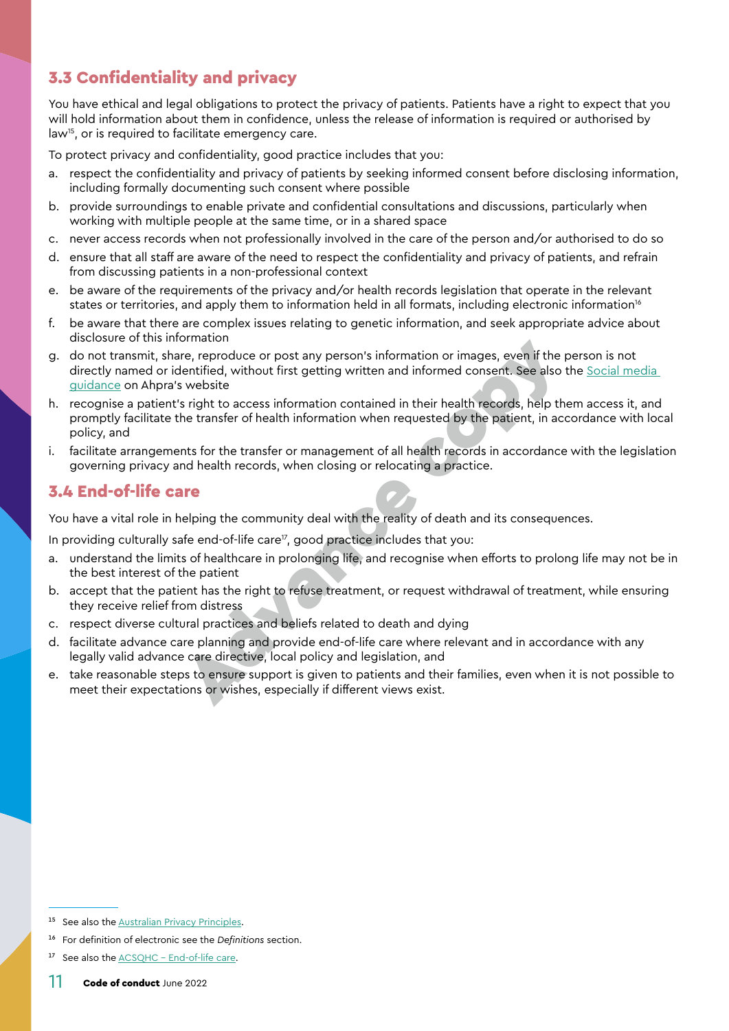## 3.3 Confidentiality and privacy

You have ethical and legal obligations to protect the privacy of patients. Patients have a right to expect that you will hold information about them in confidence, unless the release of information is required or authorised by law[15], or is required to facilitate emergency care.

To protect privacy and confidentiality, good practice includes that you:

a. respect the confidentiality and privacy of patients by seeking informed consent before disclosing information, including formally documenting such consent where possible
b. provide surroundings to enable private and confidential consultations and discussions, particularly when working with multiple people at the same time, or in a shared space
c. never access records when not professionally involved in the care of the person and/or authorised to do so
d. ensure that all staff are aware of the need to respect the confidentiality and privacy of patients, and refrain from discussing patients in a non-professional context
e. be aware of the requirements of the privacy and/or health records legislation that operate in the relevant states or territories, and apply them to information held in all formats, including electronic information[16]
f. be aware that there are complex issues relating to genetic information, and seek appropriate advice about disclosure of this information
g. do not transmit, share, reproduce or post any person's information or images, even if the person is not directly named or identified, without first getting written and informed consent. See also the Social media guidance on Ahpra's website
h. recognise a patient's right to access information contained in their health records, help them access it, and promptly facilitate the transfer of health information when requested by the patient, in accordance with local policy, and
i. facilitate arrangements for the transfer or management of all health records in accordance with the legislation governing privacy and health records, when closing or relocating a practice.

## 3.4 End-of-life care

You have a vital role in helping the community deal with the reality of death and its consequences.

In providing culturally safe end-of-life care[17], good practice includes that you:

a. understand the limits of healthcare in prolonging life, and recognise when efforts to prolong life may not be in the best interest of the patient
b. accept that the patient has the right to refuse treatment, or request withdrawal of treatment, while ensuring they receive relief from distress
c. respect diverse cultural practices and beliefs related to death and dying
d. facilitate advance care planning and provide end-of-life care where relevant and in accordance with any legally valid advance care directive, local policy and legislation, and
e. take reasonable steps to ensure support is given to patients and their families, even when it is not possible to meet their expectations or wishes, especially if different views exist.

---

[15] See also the Australian Privacy Principles.

[16] For definition of electronic see the *Definitions* section.

[17] See also the ACSQHC – End-of-life care.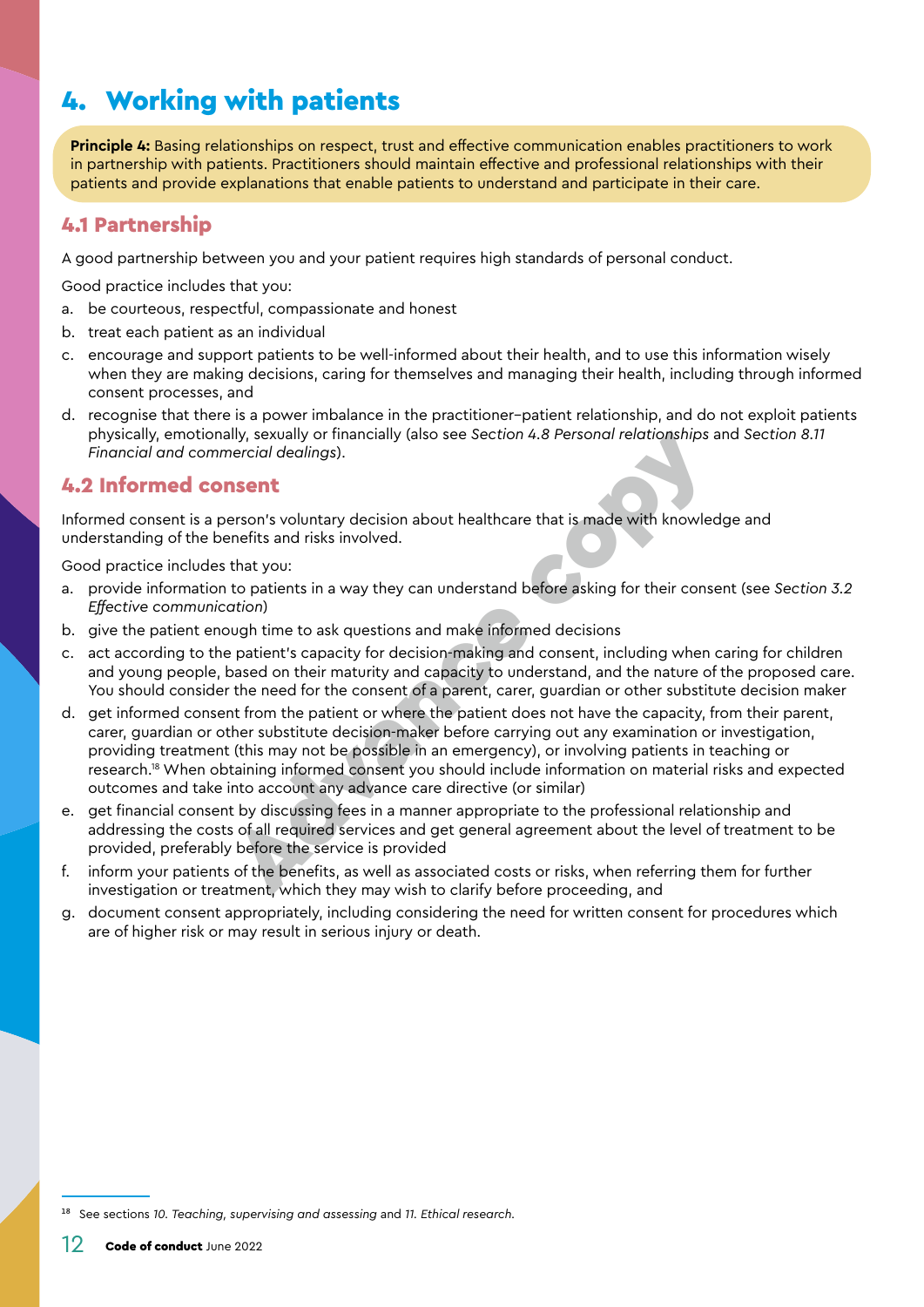# 4. Working with patients

**Principle 4:** Basing relationships on respect, trust and effective communication enables practitioners to work in partnership with patients. Practitioners should maintain effective and professional relationships with their patients and provide explanations that enable patients to understand and participate in their care.

## 4.1 Partnership

A good partnership between you and your patient requires high standards of personal conduct.

Good practice includes that you:

a. be courteous, respectful, compassionate and honest
b. treat each patient as an individual
c. encourage and support patients to be well-informed about their health, and to use this information wisely when they are making decisions, caring for themselves and managing their health, including through informed consent processes, and
d. recognise that there is a power imbalance in the practitioner–patient relationship, and do not exploit patients physically, emotionally, sexually or financially (also see *Section 4.8 Personal relationships* and *Section 8.11 Financial and commercial dealings*).

## 4.2 Informed consent

Informed consent is a person's voluntary decision about healthcare that is made with knowledge and understanding of the benefits and risks involved.

Good practice includes that you:

a. provide information to patients in a way they can understand before asking for their consent (see *Section 3.2 Effective communication*)
b. give the patient enough time to ask questions and make informed decisions
c. act according to the patient's capacity for decision-making and consent, including when caring for children and young people, based on their maturity and capacity to understand, and the nature of the proposed care. You should consider the need for the consent of a parent, carer, guardian or other substitute decision maker
d. get informed consent from the patient or where the patient does not have the capacity, from their parent, carer, guardian or other substitute decision-maker before carrying out any examination or investigation, providing treatment (this may not be possible in an emergency), or involving patients in teaching or research.[18] When obtaining informed consent you should include information on material risks and expected outcomes and take into account any advance care directive (or similar)
e. get financial consent by discussing fees in a manner appropriate to the professional relationship and addressing the costs of all required services and get general agreement about the level of treatment to be provided, preferably before the service is provided
f. inform your patients of the benefits, as well as associated costs or risks, when referring them for further investigation or treatment, which they may wish to clarify before proceeding, and
g. document consent appropriately, including considering the need for written consent for procedures which are of higher risk or may result in serious injury or death.

[18] See sections *10. Teaching, supervising and assessing* and *11. Ethical research*.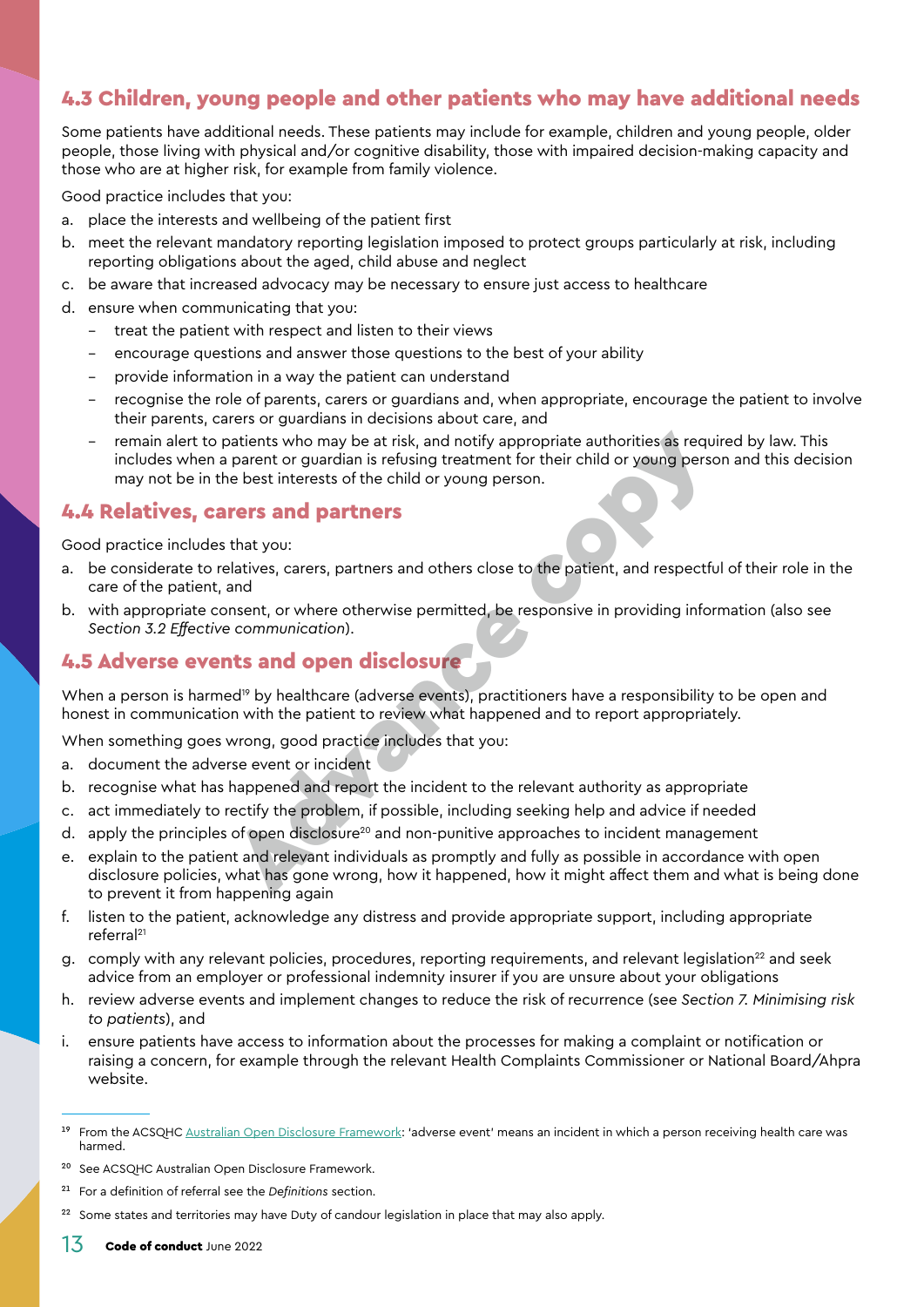## 4.3 Children, young people and other patients who may have additional needs

Some patients have additional needs. These patients may include for example, children and young people, older people, those living with physical and/or cognitive disability, those with impaired decision-making capacity and those who are at higher risk, for example from family violence.

Good practice includes that you:

a. place the interests and wellbeing of the patient first
b. meet the relevant mandatory reporting legislation imposed to protect groups particularly at risk, including reporting obligations about the aged, child abuse and neglect
c. be aware that increased advocacy may be necessary to ensure just access to healthcare
d. ensure when communicating that you:
   - treat the patient with respect and listen to their views
   - encourage questions and answer those questions to the best of your ability
   - provide information in a way the patient can understand
   - recognise the role of parents, carers or guardians and, when appropriate, encourage the patient to involve their parents, carers or guardians in decisions about care, and
   - remain alert to patients who may be at risk, and notify appropriate authorities as required by law. This includes when a parent or guardian is refusing treatment for their child or young person and this decision may not be in the best interests of the child or young person.

## 4.4 Relatives, carers and partners

Good practice includes that you:

a. be considerate to relatives, carers, partners and others close to the patient, and respectful of their role in the care of the patient, and
b. with appropriate consent, or where otherwise permitted, be responsive in providing information (also see *Section 3.2 Effective communication*).

## 4.5 Adverse events and open disclosure

When a person is harmed[19] by healthcare (adverse events), practitioners have a responsibility to be open and honest in communication with the patient to review what happened and to report appropriately.

When something goes wrong, good practice includes that you:

a. document the adverse event or incident
b. recognise what has happened and report the incident to the relevant authority as appropriate
c. act immediately to rectify the problem, if possible, including seeking help and advice if needed
d. apply the principles of open disclosure[20] and non-punitive approaches to incident management
e. explain to the patient and relevant individuals as promptly and fully as possible in accordance with open disclosure policies, what has gone wrong, how it happened, how it might affect them and what is being done to prevent it from happening again
f. listen to the patient, acknowledge any distress and provide appropriate support, including appropriate referral[21]
g. comply with any relevant policies, procedures, reporting requirements, and relevant legislation[22] and seek advice from an employer or professional indemnity insurer if you are unsure about your obligations
h. review adverse events and implement changes to reduce the risk of recurrence (see *Section 7. Minimising risk to patients*), and
i. ensure patients have access to information about the processes for making a complaint or notification or raising a concern, for example through the relevant Health Complaints Commissioner or National Board/Ahpra website.

---

[19] From the ACSQHC Australian Open Disclosure Framework: 'adverse event' means an incident in which a person receiving health care was harmed.

[20] See ACSQHC Australian Open Disclosure Framework.

[21] For a definition of referral see the *Definitions* section.

[22] Some states and territories may have Duty of candour legislation in place that may also apply.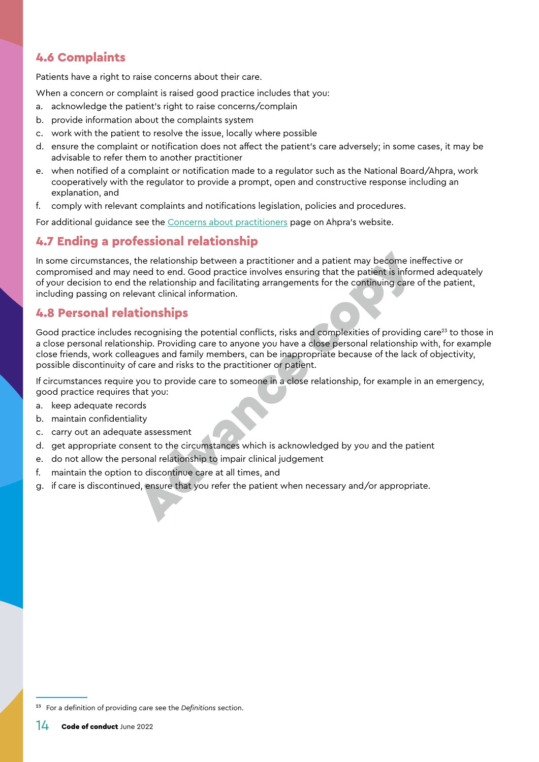## 4.6 Complaints

Patients have a right to raise concerns about their care.

When a concern or complaint is raised good practice includes that you:

a. acknowledge the patient's right to raise concerns/complain
b. provide information about the complaints system
c. work with the patient to resolve the issue, locally where possible
d. ensure the complaint or notification does not affect the patient's care adversely; in some cases, it may be advisable to refer them to another practitioner
e. when notified of a complaint or notification made to a regulator such as the National Board/Ahpra, work cooperatively with the regulator to provide a prompt, open and constructive response including an explanation, and
f. comply with relevant complaints and notifications legislation, policies and procedures.

For additional guidance see the Concerns about practitioners page on Ahpra's website.

## 4.7 Ending a professional relationship

In some circumstances, the relationship between a practitioner and a patient may become ineffective or compromised and may need to end. Good practice involves ensuring that the patient is informed adequately of your decision to end the relationship and facilitating arrangements for the continuing care of the patient, including passing on relevant clinical information.

## 4.8 Personal relationships

Good practice includes recognising the potential conflicts, risks and complexities of providing care[23] to those in a close personal relationship. Providing care to anyone you have a close personal relationship with, for example close friends, work colleagues and family members, can be inappropriate because of the lack of objectivity, possible discontinuity of care and risks to the practitioner or patient.

If circumstances require you to provide care to someone in a close relationship, for example in an emergency, good practice requires that you:

a. keep adequate records
b. maintain confidentiality
c. carry out an adequate assessment
d. get appropriate consent to the circumstances which is acknowledged by you and the patient
e. do not allow the personal relationship to impair clinical judgement
f. maintain the option to discontinue care at all times, and
g. if care is discontinued, ensure that you refer the patient when necessary and/or appropriate.

[23] For a definition of providing care see the *Definitions* section.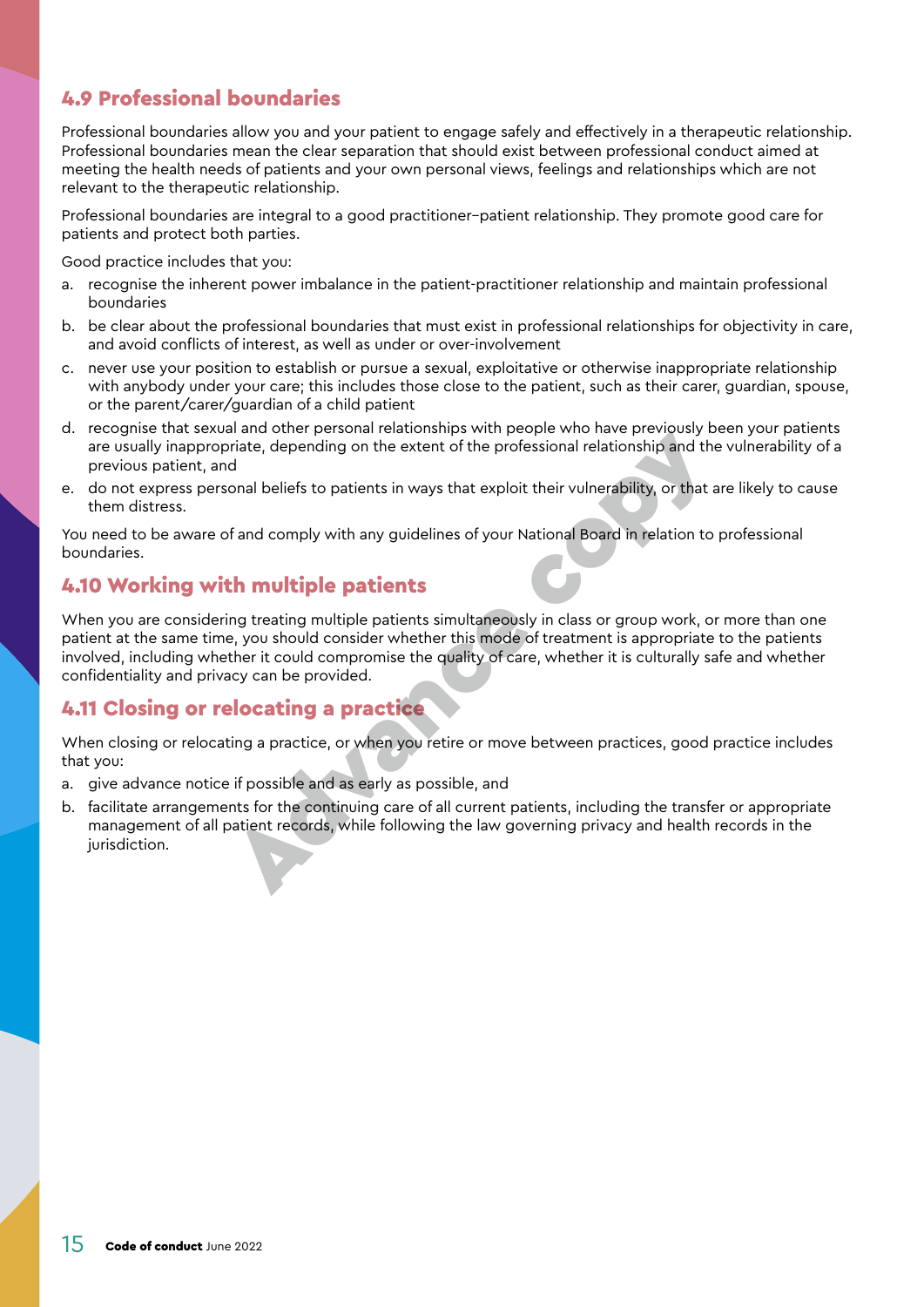## 4.9 Professional boundaries

Professional boundaries allow you and your patient to engage safely and effectively in a therapeutic relationship. Professional boundaries mean the clear separation that should exist between professional conduct aimed at meeting the health needs of patients and your own personal views, feelings and relationships which are not relevant to the therapeutic relationship.

Professional boundaries are integral to a good practitioner–patient relationship. They promote good care for patients and protect both parties.

Good practice includes that you:

a. recognise the inherent power imbalance in the patient-practitioner relationship and maintain professional boundaries
b. be clear about the professional boundaries that must exist in professional relationships for objectivity in care, and avoid conflicts of interest, as well as under or over-involvement
c. never use your position to establish or pursue a sexual, exploitative or otherwise inappropriate relationship with anybody under your care; this includes those close to the patient, such as their carer, guardian, spouse, or the parent/carer/guardian of a child patient
d. recognise that sexual and other personal relationships with people who have previously been your patients are usually inappropriate, depending on the extent of the professional relationship and the vulnerability of a previous patient, and
e. do not express personal beliefs to patients in ways that exploit their vulnerability, or that are likely to cause them distress.

You need to be aware of and comply with any guidelines of your National Board in relation to professional boundaries.

## 4.10 Working with multiple patients

When you are considering treating multiple patients simultaneously in class or group work, or more than one patient at the same time, you should consider whether this mode of treatment is appropriate to the patients involved, including whether it could compromise the quality of care, whether it is culturally safe and whether confidentiality and privacy can be provided.

## 4.11 Closing or relocating a practice

When closing or relocating a practice, or when you retire or move between practices, good practice includes that you:

a. give advance notice if possible and as early as possible, and
b. facilitate arrangements for the continuing care of all current patients, including the transfer or appropriate management of all patient records, while following the law governing privacy and health records in the jurisdiction.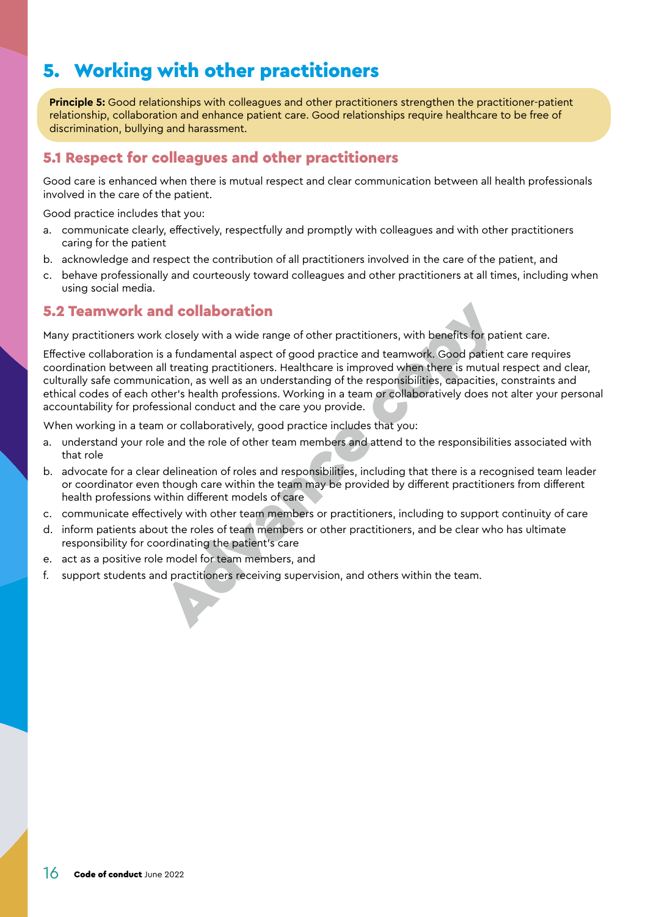# 5. Working with other practitioners

**Principle 5:** Good relationships with colleagues and other practitioners strengthen the practitioner-patient relationship, collaboration and enhance patient care. Good relationships require healthcare to be free of discrimination, bullying and harassment.

## 5.1 Respect for colleagues and other practitioners

Good care is enhanced when there is mutual respect and clear communication between all health professionals involved in the care of the patient.

Good practice includes that you:

a. communicate clearly, effectively, respectfully and promptly with colleagues and with other practitioners caring for the patient
b. acknowledge and respect the contribution of all practitioners involved in the care of the patient, and
c. behave professionally and courteously toward colleagues and other practitioners at all times, including when using social media.

## 5.2 Teamwork and collaboration

Many practitioners work closely with a wide range of other practitioners, with benefits for patient care.

Effective collaboration is a fundamental aspect of good practice and teamwork. Good patient care requires coordination between all treating practitioners. Healthcare is improved when there is mutual respect and clear, culturally safe communication, as well as an understanding of the responsibilities, capacities, constraints and ethical codes of each other's health professions. Working in a team or collaboratively does not alter your personal accountability for professional conduct and the care you provide.

When working in a team or collaboratively, good practice includes that you:

a. understand your role and the role of other team members and attend to the responsibilities associated with that role
b. advocate for a clear delineation of roles and responsibilities, including that there is a recognised team leader or coordinator even though care within the team may be provided by different practitioners from different health professions within different models of care
c. communicate effectively with other team members or practitioners, including to support continuity of care
d. inform patients about the roles of team members or other practitioners, and be clear who has ultimate responsibility for coordinating the patient's care
e. act as a positive role model for team members, and
f. support students and practitioners receiving supervision, and others within the team.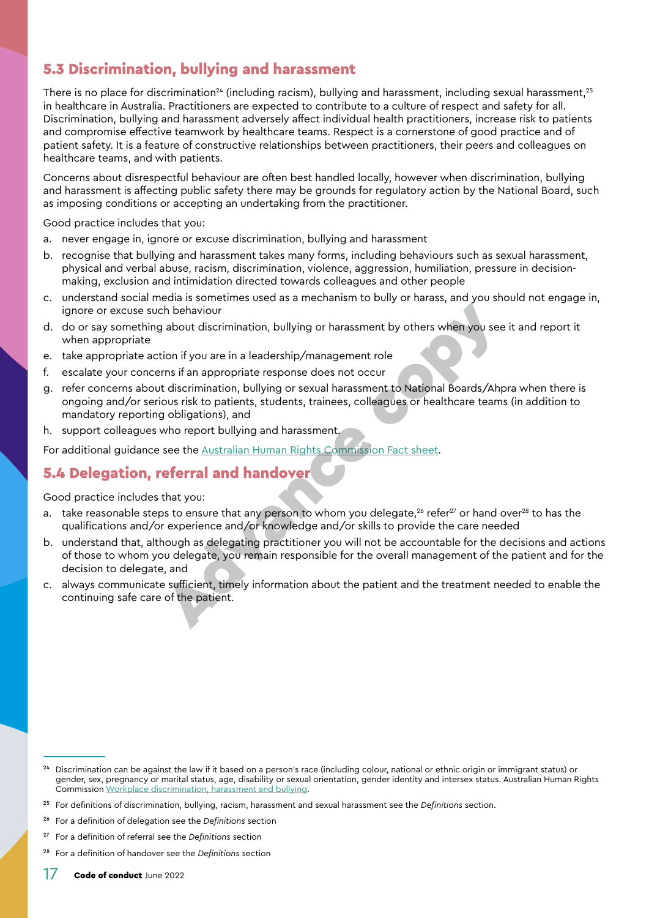## 5.3 Discrimination, bullying and harassment

There is no place for discrimination[24] (including racism), bullying and harassment, including sexual harassment,[25] in healthcare in Australia. Practitioners are expected to contribute to a culture of respect and safety for all. Discrimination, bullying and harassment adversely affect individual health practitioners, increase risk to patients and compromise effective teamwork by healthcare teams. Respect is a cornerstone of good practice and of patient safety. It is a feature of constructive relationships between practitioners, their peers and colleagues on healthcare teams, and with patients.

Concerns about disrespectful behaviour are often best handled locally, however when discrimination, bullying and harassment is affecting public safety there may be grounds for regulatory action by the National Board, such as imposing conditions or accepting an undertaking from the practitioner.

Good practice includes that you:

a. never engage in, ignore or excuse discrimination, bullying and harassment
b. recognise that bullying and harassment takes many forms, including behaviours such as sexual harassment, physical and verbal abuse, racism, discrimination, violence, aggression, humiliation, pressure in decision-making, exclusion and intimidation directed towards colleagues and other people
c. understand social media is sometimes used as a mechanism to bully or harass, and you should not engage in, ignore or excuse such behaviour
d. do or say something about discrimination, bullying or harassment by others when you see it and report it when appropriate
e. take appropriate action if you are in a leadership/management role
f. escalate your concerns if an appropriate response does not occur
g. refer concerns about discrimination, bullying or sexual harassment to National Boards/Ahpra when there is ongoing and/or serious risk to patients, students, trainees, colleagues or healthcare teams (in addition to mandatory reporting obligations), and
h. support colleagues who report bullying and harassment.

For additional guidance see the Australian Human Rights Commission Fact sheet.

## 5.4 Delegation, referral and handover

Good practice includes that you:

a. take reasonable steps to ensure that any person to whom you delegate,[26] refer[27] or hand over[28] to has the qualifications and/or experience and/or knowledge and/or skills to provide the care needed
b. understand that, although as delegating practitioner you will not be accountable for the decisions and actions of those to whom you delegate, you remain responsible for the overall management of the patient and for the decision to delegate, and
c. always communicate sufficient, timely information about the patient and the treatment needed to enable the continuing safe care of the patient.

---

[24] Discrimination can be against the law if it based on a person's race (including colour, national or ethnic origin or immigrant status) or gender, sex, pregnancy or marital status, age, disability or sexual orientation, gender identity and intersex status. Australian Human Rights Commission Workplace discrimination, harassment and bullying.

[25] For definitions of discrimination, bullying, racism, harassment and sexual harassment see the *Definitions* section.

[26] For a definition of delegation see the *Definitions* section

[27] For a definition of referral see the *Definitions* section

[28] For a definition of handover see the *Definitions* section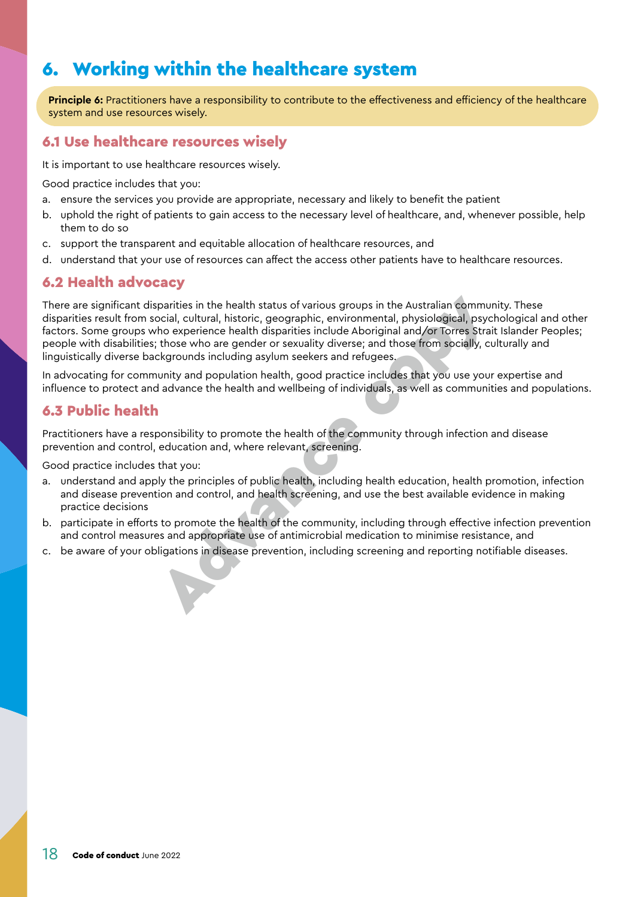# 6. Working within the healthcare system

**Principle 6:** Practitioners have a responsibility to contribute to the effectiveness and efficiency of the healthcare system and use resources wisely.

## 6.1 Use healthcare resources wisely

It is important to use healthcare resources wisely.

Good practice includes that you:

a. ensure the services you provide are appropriate, necessary and likely to benefit the patient
b. uphold the right of patients to gain access to the necessary level of healthcare, and, whenever possible, help them to do so
c. support the transparent and equitable allocation of healthcare resources, and
d. understand that your use of resources can affect the access other patients have to healthcare resources.

## 6.2 Health advocacy

There are significant disparities in the health status of various groups in the Australian community. These disparities result from social, cultural, historic, geographic, environmental, physiological, psychological and other factors. Some groups who experience health disparities include Aboriginal and/or Torres Strait Islander Peoples; people with disabilities; those who are gender or sexuality diverse; and those from socially, culturally and linguistically diverse backgrounds including asylum seekers and refugees.

In advocating for community and population health, good practice includes that you use your expertise and influence to protect and advance the health and wellbeing of individuals, as well as communities and populations.

## 6.3 Public health

Practitioners have a responsibility to promote the health of the community through infection and disease prevention and control, education and, where relevant, screening.

Good practice includes that you:

a. understand and apply the principles of public health, including health education, health promotion, infection and disease prevention and control, and health screening, and use the best available evidence in making practice decisions
b. participate in efforts to promote the health of the community, including through effective infection prevention and control measures and appropriate use of antimicrobial medication to minimise resistance, and
c. be aware of your obligations in disease prevention, including screening and reporting notifiable diseases.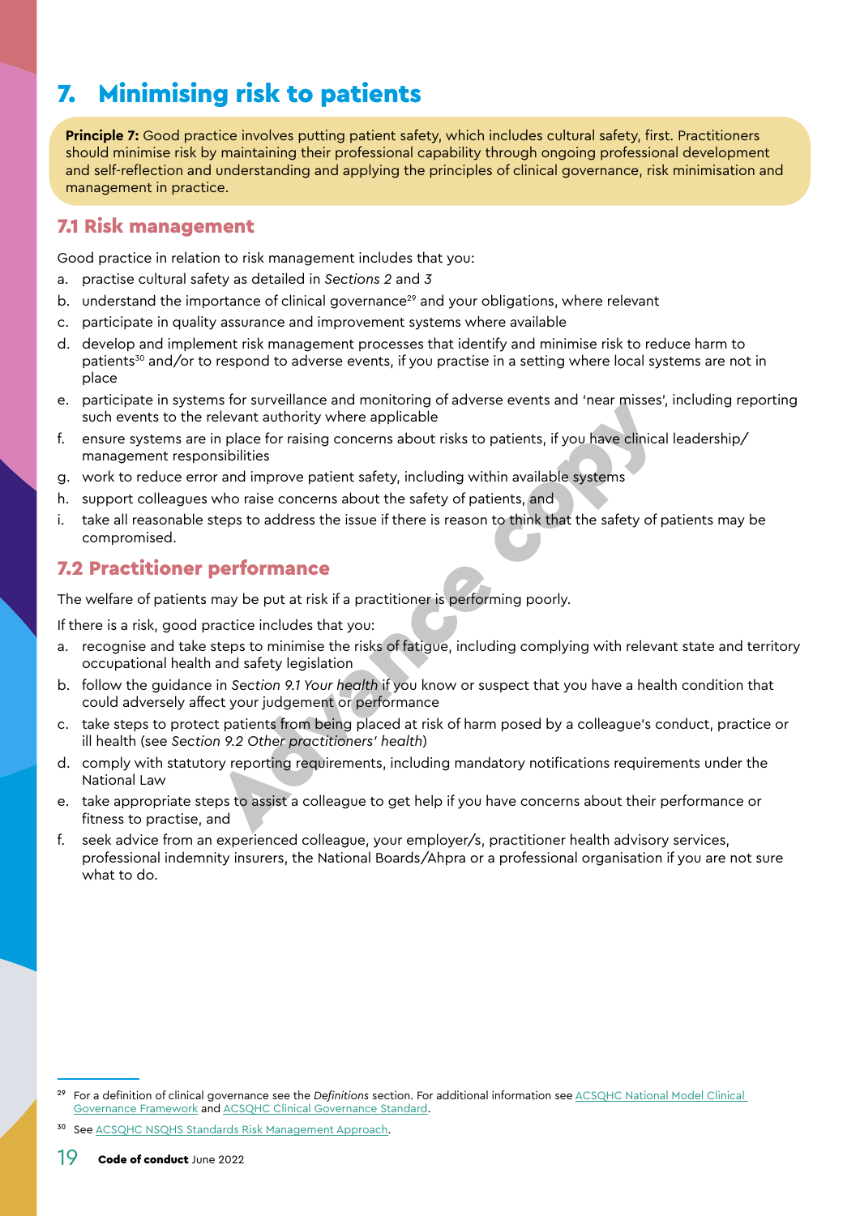# 7. Minimising risk to patients

**Principle 7:** Good practice involves putting patient safety, which includes cultural safety, first. Practitioners should minimise risk by maintaining their professional capability through ongoing professional development and self-reflection and understanding and applying the principles of clinical governance, risk minimisation and management in practice.

## 7.1 Risk management

Good practice in relation to risk management includes that you:

a. practise cultural safety as detailed in *Sections 2* and *3*
b. understand the importance of clinical governance[29] and your obligations, where relevant
c. participate in quality assurance and improvement systems where available
d. develop and implement risk management processes that identify and minimise risk to reduce harm to patients[30] and/or to respond to adverse events, if you practise in a setting where local systems are not in place
e. participate in systems for surveillance and monitoring of adverse events and 'near misses', including reporting such events to the relevant authority where applicable
f. ensure systems are in place for raising concerns about risks to patients, if you have clinical leadership/management responsibilities
g. work to reduce error and improve patient safety, including within available systems
h. support colleagues who raise concerns about the safety of patients, and
i. take all reasonable steps to address the issue if there is reason to think that the safety of patients may be compromised.

## 7.2 Practitioner performance

The welfare of patients may be put at risk if a practitioner is performing poorly.

If there is a risk, good practice includes that you:

a. recognise and take steps to minimise the risks of fatigue, including complying with relevant state and territory occupational health and safety legislation
b. follow the guidance in *Section 9.1 Your health* if you know or suspect that you have a health condition that could adversely affect your judgement or performance
c. take steps to protect patients from being placed at risk of harm posed by a colleague's conduct, practice or ill health (see *Section 9.2 Other practitioners' health*)
d. comply with statutory reporting requirements, including mandatory notifications requirements under the National Law
e. take appropriate steps to assist a colleague to get help if you have concerns about their performance or fitness to practise, and
f. seek advice from an experienced colleague, your employer/s, practitioner health advisory services, professional indemnity insurers, the National Boards/Ahpra or a professional organisation if you are not sure what to do.

---

[29] For a definition of clinical governance see the *Definitions* section. For additional information see ACSQHC National Model Clinical Governance Framework and ACSQHC Clinical Governance Standard.

[30] See ACSQHC NSQHS Standards Risk Management Approach.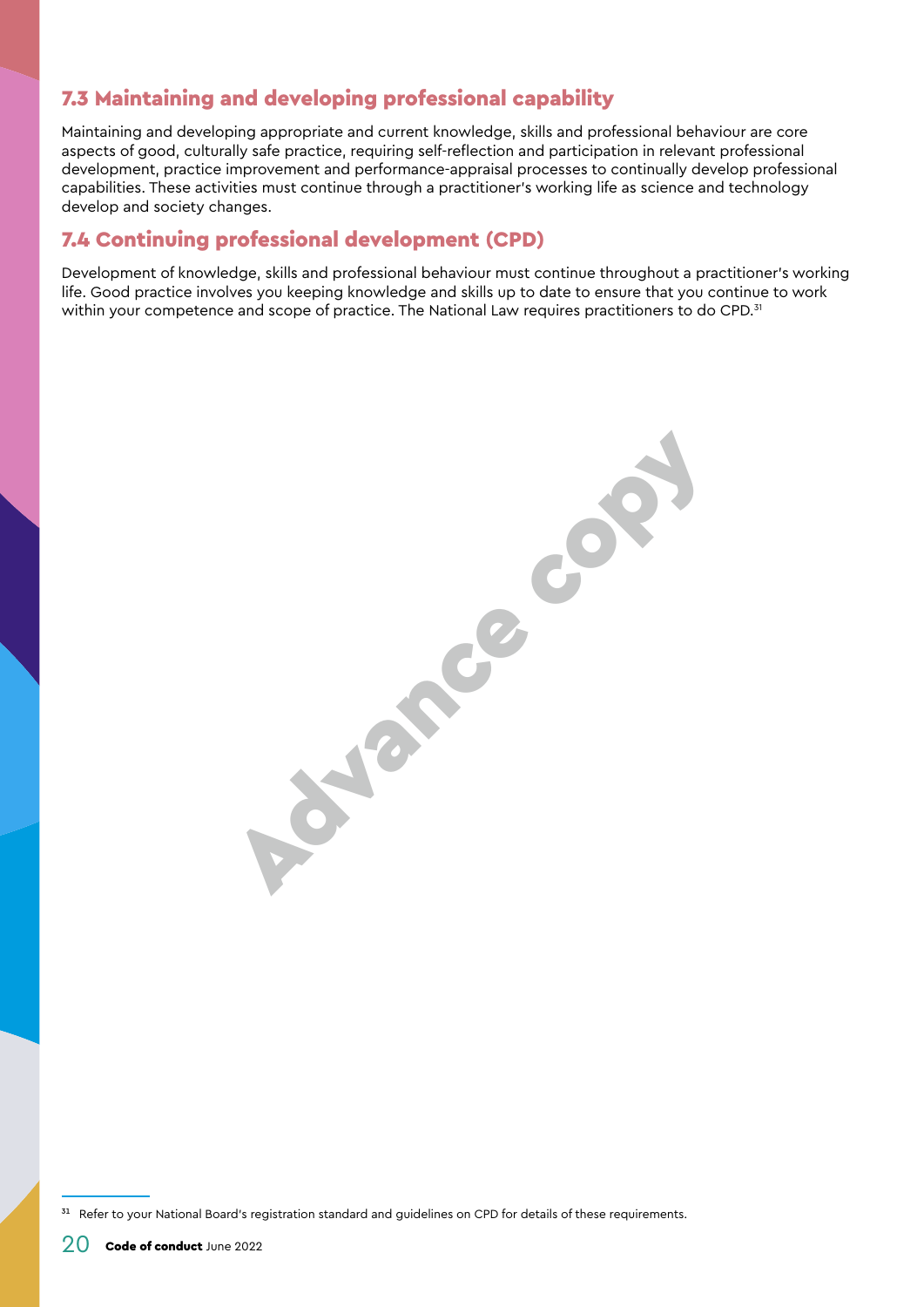## 7.3 Maintaining and developing professional capability

Maintaining and developing appropriate and current knowledge, skills and professional behaviour are core aspects of good, culturally safe practice, requiring self-reflection and participation in relevant professional development, practice improvement and performance-appraisal processes to continually develop professional capabilities. These activities must continue through a practitioner's working life as science and technology develop and society changes.

## 7.4 Continuing professional development (CPD)

Development of knowledge, skills and professional behaviour must continue throughout a practitioner's working life. Good practice involves you keeping knowledge and skills up to date to ensure that you continue to work within your competence and scope of practice. The National Law requires practitioners to do CPD.[31]

[31] Refer to your National Board's registration standard and guidelines on CPD for details of these requirements.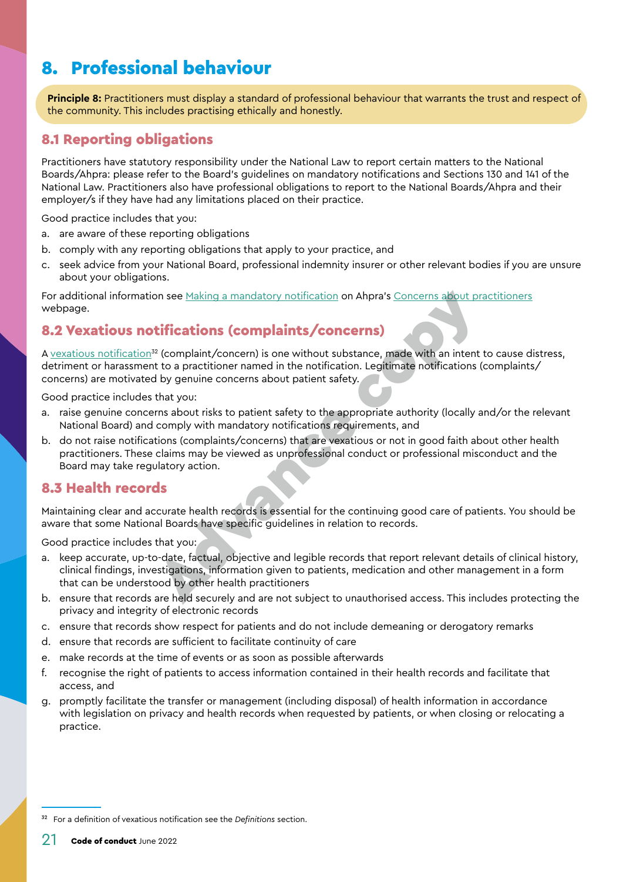# 8. Professional behaviour

**Principle 8:** Practitioners must display a standard of professional behaviour that warrants the trust and respect of the community. This includes practising ethically and honestly.

## 8.1 Reporting obligations

Practitioners have statutory responsibility under the National Law to report certain matters to the National Boards/Ahpra: please refer to the Board's guidelines on mandatory notifications and Sections 130 and 141 of the National Law. Practitioners also have professional obligations to report to the National Boards/Ahpra and their employer/s if they have had any limitations placed on their practice.

Good practice includes that you:

a. are aware of these reporting obligations
b. comply with any reporting obligations that apply to your practice, and
c. seek advice from your National Board, professional indemnity insurer or other relevant bodies if you are unsure about your obligations.

For additional information see Making a mandatory notification on Ahpra's Concerns about practitioners webpage.

## 8.2 Vexatious notifications (complaints/concerns)

A vexatious notification[32] (complaint/concern) is one without substance, made with an intent to cause distress, detriment or harassment to a practitioner named in the notification. Legitimate notifications (complaints/concerns) are motivated by genuine concerns about patient safety.

Good practice includes that you:

a. raise genuine concerns about risks to patient safety to the appropriate authority (locally and/or the relevant National Board) and comply with mandatory notifications requirements, and
b. do not raise notifications (complaints/concerns) that are vexatious or not in good faith about other health practitioners. These claims may be viewed as unprofessional conduct or professional misconduct and the Board may take regulatory action.

## 8.3 Health records

Maintaining clear and accurate health records is essential for the continuing good care of patients. You should be aware that some National Boards have specific guidelines in relation to records.

Good practice includes that you:

a. keep accurate, up-to-date, factual, objective and legible records that report relevant details of clinical history, clinical findings, investigations, information given to patients, medication and other management in a form that can be understood by other health practitioners
b. ensure that records are held securely and are not subject to unauthorised access. This includes protecting the privacy and integrity of electronic records
c. ensure that records show respect for patients and do not include demeaning or derogatory remarks
d. ensure that records are sufficient to facilitate continuity of care
e. make records at the time of events or as soon as possible afterwards
f. recognise the right of patients to access information contained in their health records and facilitate that access, and
g. promptly facilitate the transfer or management (including disposal) of health information in accordance with legislation on privacy and health records when requested by patients, or when closing or relocating a practice.

[32] For a definition of vexatious notification see the *Definitions* section.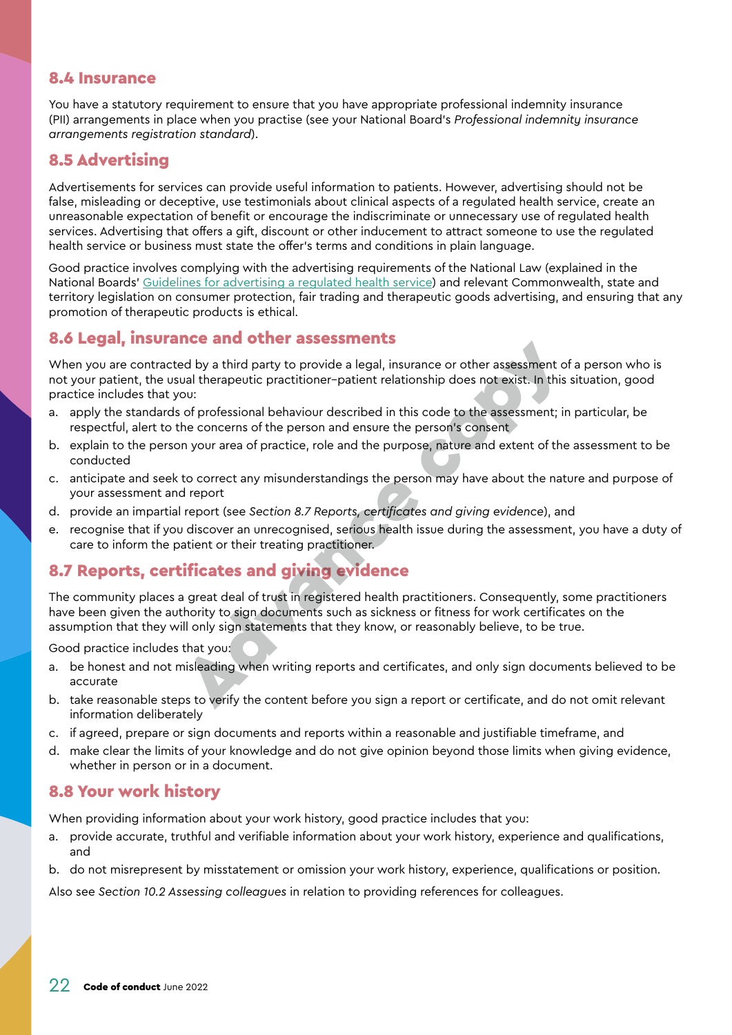## 8.4 Insurance

You have a statutory requirement to ensure that you have appropriate professional indemnity insurance (PII) arrangements in place when you practise (see your National Board's *Professional indemnity insurance arrangements registration standard*).

## 8.5 Advertising

Advertisements for services can provide useful information to patients. However, advertising should not be false, misleading or deceptive, use testimonials about clinical aspects of a regulated health service, create an unreasonable expectation of benefit or encourage the indiscriminate or unnecessary use of regulated health services. Advertising that offers a gift, discount or other inducement to attract someone to use the regulated health service or business must state the offer's terms and conditions in plain language.

Good practice involves complying with the advertising requirements of the National Law (explained in the National Boards' Guidelines for advertising a regulated health service) and relevant Commonwealth, state and territory legislation on consumer protection, fair trading and therapeutic goods advertising, and ensuring that any promotion of therapeutic products is ethical.

## 8.6 Legal, insurance and other assessments

When you are contracted by a third party to provide a legal, insurance or other assessment of a person who is not your patient, the usual therapeutic practitioner–patient relationship does not exist. In this situation, good practice includes that you:

a. apply the standards of professional behaviour described in this code to the assessment; in particular, be respectful, alert to the concerns of the person and ensure the person's consent
b. explain to the person your area of practice, role and the purpose, nature and extent of the assessment to be conducted
c. anticipate and seek to correct any misunderstandings the person may have about the nature and purpose of your assessment and report
d. provide an impartial report (see *Section 8.7 Reports, certificates and giving evidence*), and
e. recognise that if you discover an unrecognised, serious health issue during the assessment, you have a duty of care to inform the patient or their treating practitioner.

## 8.7 Reports, certificates and giving evidence

The community places a great deal of trust in registered health practitioners. Consequently, some practitioners have been given the authority to sign documents such as sickness or fitness for work certificates on the assumption that they will only sign statements that they know, or reasonably believe, to be true.

Good practice includes that you:

a. be honest and not misleading when writing reports and certificates, and only sign documents believed to be accurate
b. take reasonable steps to verify the content before you sign a report or certificate, and do not omit relevant information deliberately
c. if agreed, prepare or sign documents and reports within a reasonable and justifiable timeframe, and
d. make clear the limits of your knowledge and do not give opinion beyond those limits when giving evidence, whether in person or in a document.

## 8.8 Your work history

When providing information about your work history, good practice includes that you:

a. provide accurate, truthful and verifiable information about your work history, experience and qualifications, and
b. do not misrepresent by misstatement or omission your work history, experience, qualifications or position.

Also see *Section 10.2 Assessing colleagues* in relation to providing references for colleagues.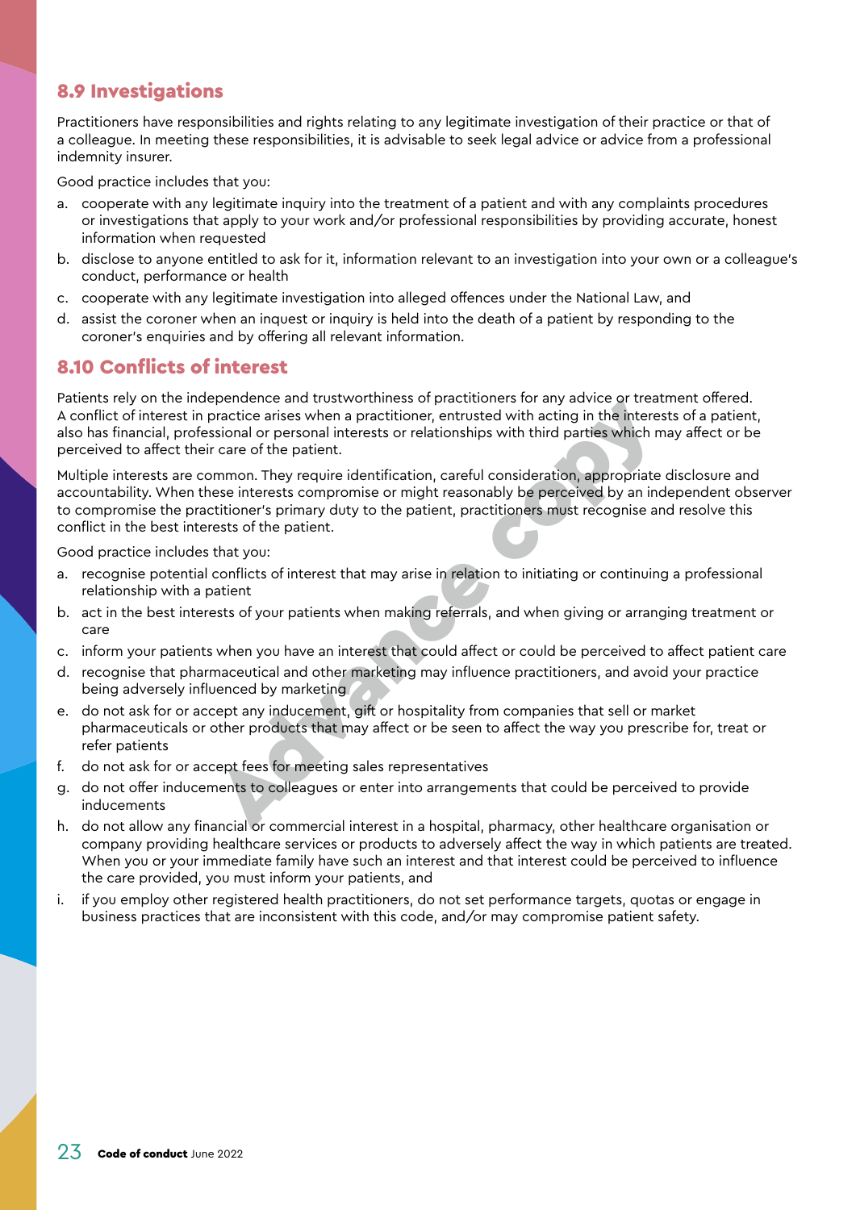## 8.9 Investigations

Practitioners have responsibilities and rights relating to any legitimate investigation of their practice or that of a colleague. In meeting these responsibilities, it is advisable to seek legal advice or advice from a professional indemnity insurer.

Good practice includes that you:

a. cooperate with any legitimate inquiry into the treatment of a patient and with any complaints procedures or investigations that apply to your work and/or professional responsibilities by providing accurate, honest information when requested
b. disclose to anyone entitled to ask for it, information relevant to an investigation into your own or a colleague's conduct, performance or health
c. cooperate with any legitimate investigation into alleged offences under the National Law, and
d. assist the coroner when an inquest or inquiry is held into the death of a patient by responding to the coroner's enquiries and by offering all relevant information.

## 8.10 Conflicts of interest

Patients rely on the independence and trustworthiness of practitioners for any advice or treatment offered. A conflict of interest in practice arises when a practitioner, entrusted with acting in the interests of a patient, also has financial, professional or personal interests or relationships with third parties which may affect or be perceived to affect their care of the patient.

Multiple interests are common. They require identification, careful consideration, appropriate disclosure and accountability. When these interests compromise or might reasonably be perceived by an independent observer to compromise the practitioner's primary duty to the patient, practitioners must recognise and resolve this conflict in the best interests of the patient.

Good practice includes that you:

a. recognise potential conflicts of interest that may arise in relation to initiating or continuing a professional relationship with a patient
b. act in the best interests of your patients when making referrals, and when giving or arranging treatment or care
c. inform your patients when you have an interest that could affect or could be perceived to affect patient care
d. recognise that pharmaceutical and other marketing may influence practitioners, and avoid your practice being adversely influenced by marketing
e. do not ask for or accept any inducement, gift or hospitality from companies that sell or market pharmaceuticals or other products that may affect or be seen to affect the way you prescribe for, treat or refer patients
f. do not ask for or accept fees for meeting sales representatives
g. do not offer inducements to colleagues or enter into arrangements that could be perceived to provide inducements
h. do not allow any financial or commercial interest in a hospital, pharmacy, other healthcare organisation or company providing healthcare services or products to adversely affect the way in which patients are treated. When you or your immediate family have such an interest and that interest could be perceived to influence the care provided, you must inform your patients, and
i. if you employ other registered health practitioners, do not set performance targets, quotas or engage in business practices that are inconsistent with this code, and/or may compromise patient safety.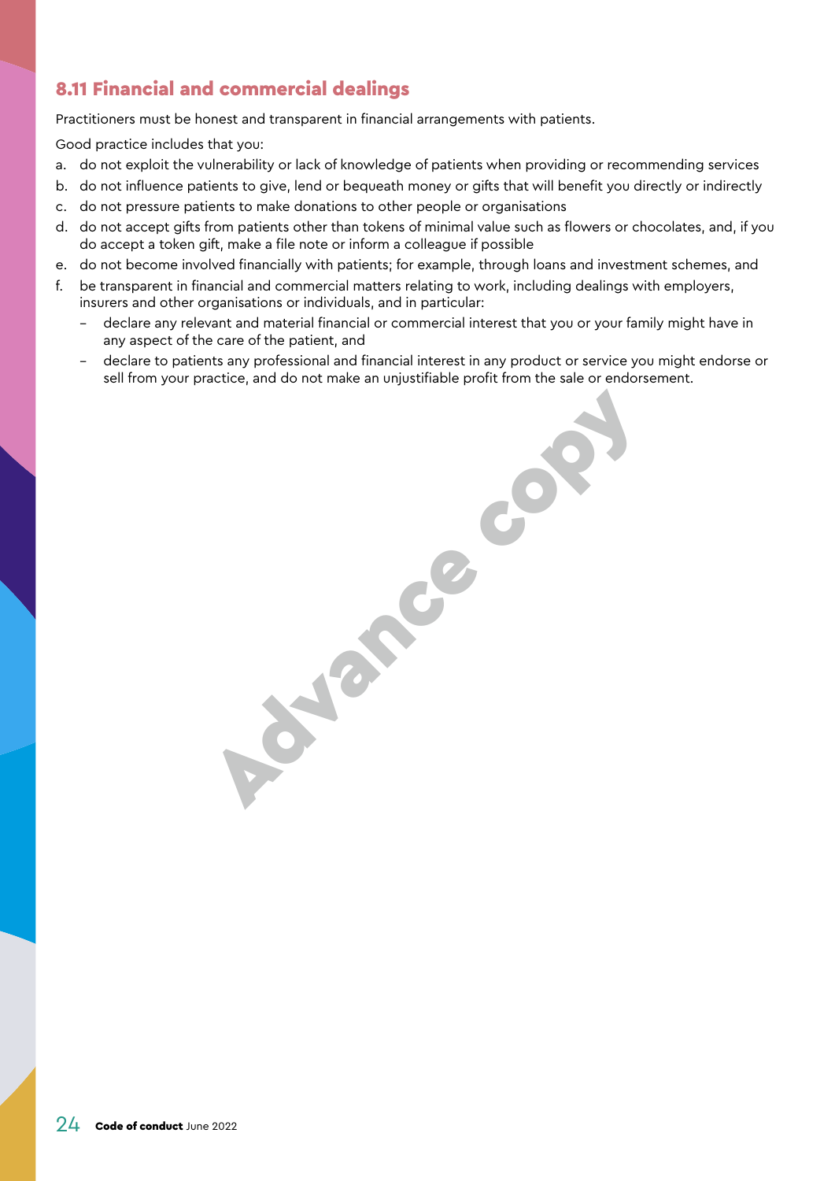## 8.11 Financial and commercial dealings

Practitioners must be honest and transparent in financial arrangements with patients.

Good practice includes that you:

a. do not exploit the vulnerability or lack of knowledge of patients when providing or recommending services
b. do not influence patients to give, lend or bequeath money or gifts that will benefit you directly or indirectly
c. do not pressure patients to make donations to other people or organisations
d. do not accept gifts from patients other than tokens of minimal value such as flowers or chocolates, and, if you do accept a token gift, make a file note or inform a colleague if possible
e. do not become involved financially with patients; for example, through loans and investment schemes, and
f. be transparent in financial and commercial matters relating to work, including dealings with employers, insurers and other organisations or individuals, and in particular:
   - declare any relevant and material financial or commercial interest that you or your family might have in any aspect of the care of the patient, and
   - declare to patients any professional and financial interest in any product or service you might endorse or sell from your practice, and do not make an unjustifiable profit from the sale or endorsement.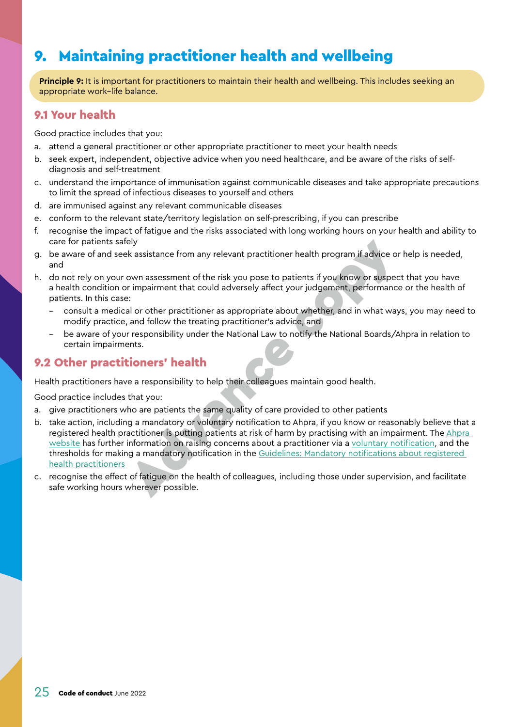# 9. Maintaining practitioner health and wellbeing

**Principle 9:** It is important for practitioners to maintain their health and wellbeing. This includes seeking an appropriate work–life balance.

## 9.1 Your health

Good practice includes that you:

a. attend a general practitioner or other appropriate practitioner to meet your health needs
b. seek expert, independent, objective advice when you need healthcare, and be aware of the risks of self-diagnosis and self-treatment
c. understand the importance of immunisation against communicable diseases and take appropriate precautions to limit the spread of infectious diseases to yourself and others
d. are immunised against any relevant communicable diseases
e. conform to the relevant state/territory legislation on self-prescribing, if you can prescribe
f. recognise the impact of fatigue and the risks associated with long working hours on your health and ability to care for patients safely
g. be aware of and seek assistance from any relevant practitioner health program if advice or help is needed, and
h. do not rely on your own assessment of the risk you pose to patients if you know or suspect that you have a health condition or impairment that could adversely affect your judgement, performance or the health of patients. In this case:
   - consult a medical or other practitioner as appropriate about whether, and in what ways, you may need to modify practice, and follow the treating practitioner's advice, and
   - be aware of your responsibility under the National Law to notify the National Boards/Ahpra in relation to certain impairments.

## 9.2 Other practitioners' health

Health practitioners have a responsibility to help their colleagues maintain good health.

Good practice includes that you:

a. give practitioners who are patients the same quality of care provided to other patients
b. take action, including a mandatory or voluntary notification to Ahpra, if you know or reasonably believe that a registered health practitioner is putting patients at risk of harm by practising with an impairment. The Ahpra website has further information on raising concerns about a practitioner via a voluntary notification, and the thresholds for making a mandatory notification in the Guidelines: Mandatory notifications about registered health practitioners
c. recognise the effect of fatigue on the health of colleagues, including those under supervision, and facilitate safe working hours wherever possible.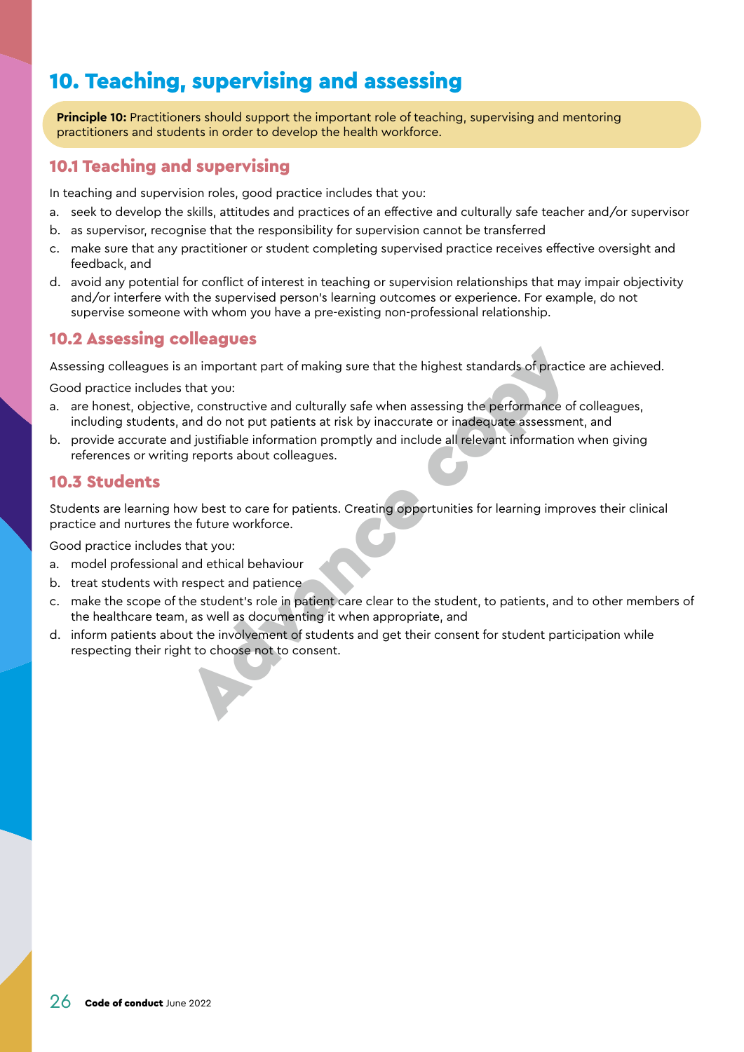# 10. Teaching, supervising and assessing

**Principle 10:** Practitioners should support the important role of teaching, supervising and mentoring practitioners and students in order to develop the health workforce.

## 10.1 Teaching and supervising

In teaching and supervision roles, good practice includes that you:

a. seek to develop the skills, attitudes and practices of an effective and culturally safe teacher and/or supervisor
b. as supervisor, recognise that the responsibility for supervision cannot be transferred
c. make sure that any practitioner or student completing supervised practice receives effective oversight and feedback, and
d. avoid any potential for conflict of interest in teaching or supervision relationships that may impair objectivity and/or interfere with the supervised person's learning outcomes or experience. For example, do not supervise someone with whom you have a pre-existing non-professional relationship.

## 10.2 Assessing colleagues

Assessing colleagues is an important part of making sure that the highest standards of practice are achieved.

Good practice includes that you:

a. are honest, objective, constructive and culturally safe when assessing the performance of colleagues, including students, and do not put patients at risk by inaccurate or inadequate assessment, and
b. provide accurate and justifiable information promptly and include all relevant information when giving references or writing reports about colleagues.

## 10.3 Students

Students are learning how best to care for patients. Creating opportunities for learning improves their clinical practice and nurtures the future workforce.

Good practice includes that you:

a. model professional and ethical behaviour
b. treat students with respect and patience
c. make the scope of the student's role in patient care clear to the student, to patients, and to other members of the healthcare team, as well as documenting it when appropriate, and
d. inform patients about the involvement of students and get their consent for student participation while respecting their right to choose not to consent.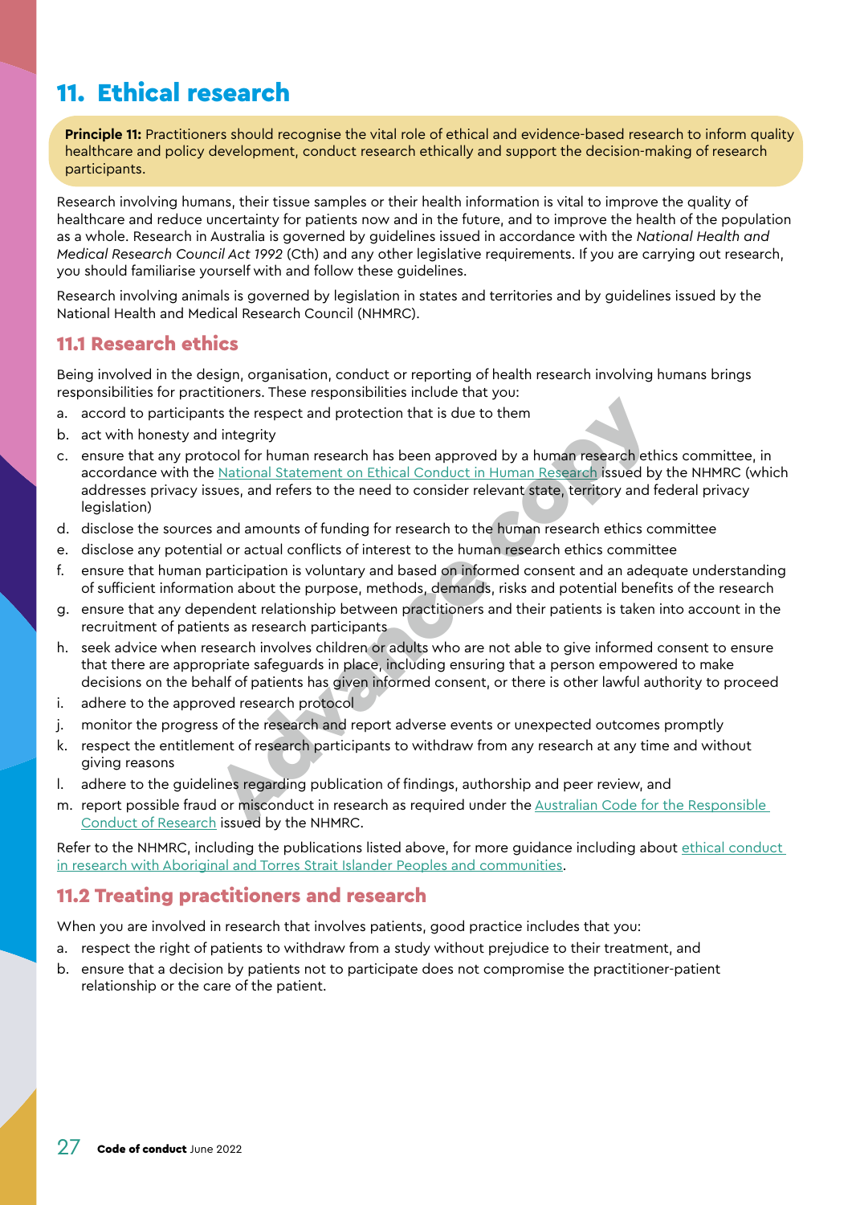# 11. Ethical research

**Principle 11:** Practitioners should recognise the vital role of ethical and evidence-based research to inform quality healthcare and policy development, conduct research ethically and support the decision-making of research participants.

Research involving humans, their tissue samples or their health information is vital to improve the quality of healthcare and reduce uncertainty for patients now and in the future, and to improve the health of the population as a whole. Research in Australia is governed by guidelines issued in accordance with the *National Health and Medical Research Council Act 1992* (Cth) and any other legislative requirements. If you are carrying out research, you should familiarise yourself with and follow these guidelines.

Research involving animals is governed by legislation in states and territories and by guidelines issued by the National Health and Medical Research Council (NHMRC).

## 11.1 Research ethics

Being involved in the design, organisation, conduct or reporting of health research involving humans brings responsibilities for practitioners. These responsibilities include that you:

a. accord to participants the respect and protection that is due to them
b. act with honesty and integrity
c. ensure that any protocol for human research has been approved by a human research ethics committee, in accordance with the National Statement on Ethical Conduct in Human Research issued by the NHMRC (which addresses privacy issues, and refers to the need to consider relevant state, territory and federal privacy legislation)
d. disclose the sources and amounts of funding for research to the human research ethics committee
e. disclose any potential or actual conflicts of interest to the human research ethics committee
f. ensure that human participation is voluntary and based on informed consent and an adequate understanding of sufficient information about the purpose, methods, demands, risks and potential benefits of the research
g. ensure that any dependent relationship between practitioners and their patients is taken into account in the recruitment of patients as research participants
h. seek advice when research involves children or adults who are not able to give informed consent to ensure that there are appropriate safeguards in place, including ensuring that a person empowered to make decisions on the behalf of patients has given informed consent, or there is other lawful authority to proceed
i. adhere to the approved research protocol
j. monitor the progress of the research and report adverse events or unexpected outcomes promptly
k. respect the entitlement of research participants to withdraw from any research at any time and without giving reasons
l. adhere to the guidelines regarding publication of findings, authorship and peer review, and
m. report possible fraud or misconduct in research as required under the Australian Code for the Responsible Conduct of Research issued by the NHMRC.

Refer to the NHMRC, including the publications listed above, for more guidance including about ethical conduct in research with Aboriginal and Torres Strait Islander Peoples and communities.

## 11.2 Treating practitioners and research

When you are involved in research that involves patients, good practice includes that you:

a. respect the right of patients to withdraw from a study without prejudice to their treatment, and
b. ensure that a decision by patients not to participate does not compromise the practitioner-patient relationship or the care of the patient.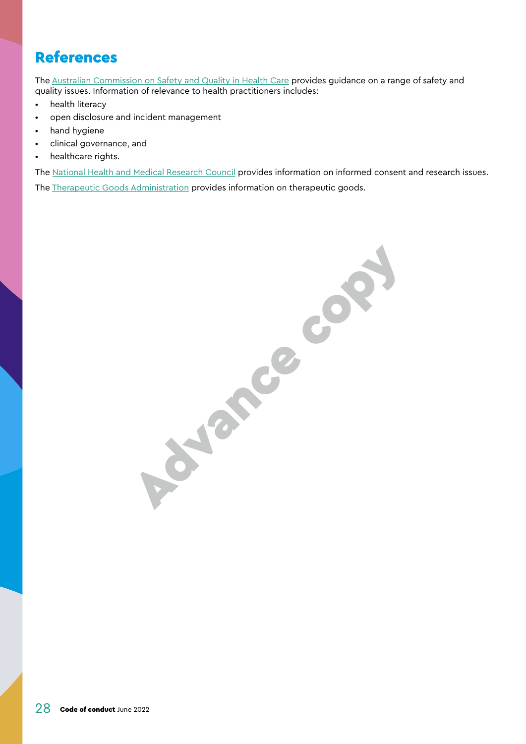# References

The Australian Commission on Safety and Quality in Health Care provides guidance on a range of safety and quality issues. Information of relevance to health practitioners includes:

- health literacy
- open disclosure and incident management
- hand hygiene
- clinical governance, and
- healthcare rights.

The National Health and Medical Research Council provides information on informed consent and research issues.

The Therapeutic Goods Administration provides information on therapeutic goods.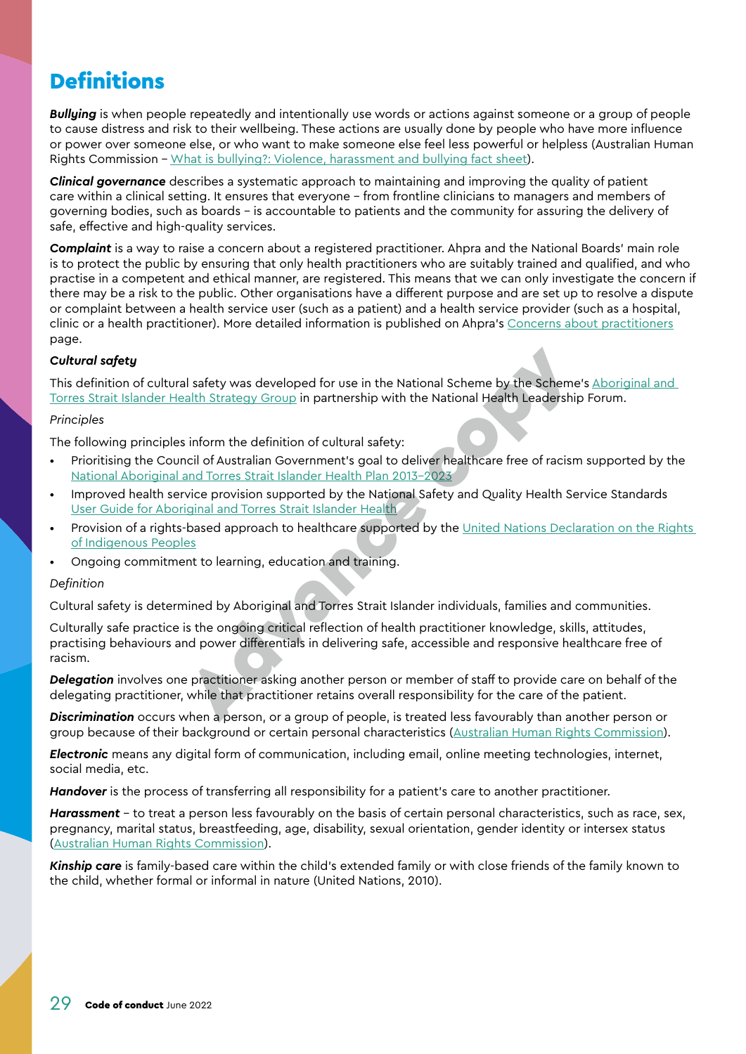# Definitions

***Bullying*** is when people repeatedly and intentionally use words or actions against someone or a group of people to cause distress and risk to their wellbeing. These actions are usually done by people who have more influence or power over someone else, or who want to make someone else feel less powerful or helpless (Australian Human Rights Commission – What is bullying?: Violence, harassment and bullying fact sheet).

***Clinical governance*** describes a systematic approach to maintaining and improving the quality of patient care within a clinical setting. It ensures that everyone – from frontline clinicians to managers and members of governing bodies, such as boards – is accountable to patients and the community for assuring the delivery of safe, effective and high-quality services.

***Complaint*** is a way to raise a concern about a registered practitioner. Ahpra and the National Boards' main role is to protect the public by ensuring that only health practitioners who are suitably trained and qualified, and who practise in a competent and ethical manner, are registered. This means that we can only investigate the concern if there may be a risk to the public. Other organisations have a different purpose and are set up to resolve a dispute or complaint between a health service user (such as a patient) and a health service provider (such as a hospital, clinic or a health practitioner). More detailed information is published on Ahpra's Concerns about practitioners page.

***Cultural safety***

This definition of cultural safety was developed for use in the National Scheme by the Scheme's Aboriginal and Torres Strait Islander Health Strategy Group in partnership with the National Health Leadership Forum.

*Principles*

The following principles inform the definition of cultural safety:

- Prioritising the Council of Australian Government's goal to deliver healthcare free of racism supported by the National Aboriginal and Torres Strait Islander Health Plan 2013–2023
- Improved health service provision supported by the National Safety and Quality Health Service Standards User Guide for Aboriginal and Torres Strait Islander Health
- Provision of a rights-based approach to healthcare supported by the United Nations Declaration on the Rights of Indigenous Peoples
- Ongoing commitment to learning, education and training.

*Definition*

Cultural safety is determined by Aboriginal and Torres Strait Islander individuals, families and communities.

Culturally safe practice is the ongoing critical reflection of health practitioner knowledge, skills, attitudes, practising behaviours and power differentials in delivering safe, accessible and responsive healthcare free of racism.

***Delegation*** involves one practitioner asking another person or member of staff to provide care on behalf of the delegating practitioner, while that practitioner retains overall responsibility for the care of the patient.

***Discrimination*** occurs when a person, or a group of people, is treated less favourably than another person or group because of their background or certain personal characteristics (Australian Human Rights Commission).

***Electronic*** means any digital form of communication, including email, online meeting technologies, internet, social media, etc.

***Handover*** is the process of transferring all responsibility for a patient's care to another practitioner.

***Harassment*** – to treat a person less favourably on the basis of certain personal characteristics, such as race, sex, pregnancy, marital status, breastfeeding, age, disability, sexual orientation, gender identity or intersex status (Australian Human Rights Commission).

***Kinship care*** is family-based care within the child's extended family or with close friends of the family known to the child, whether formal or informal in nature (United Nations, 2010).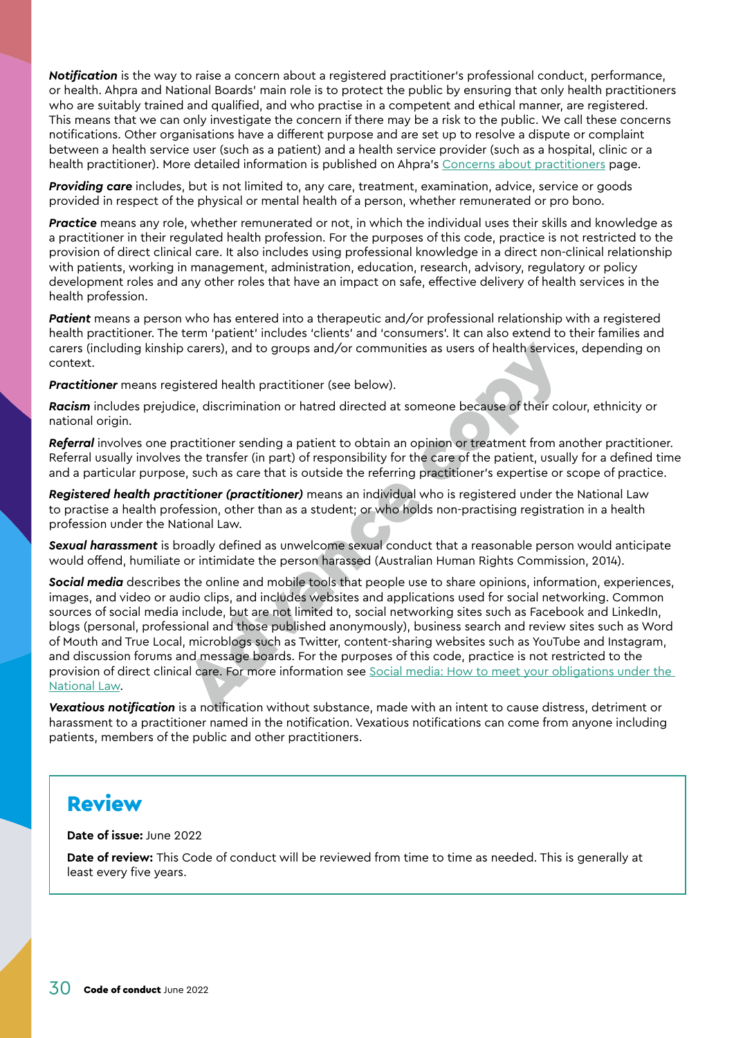***Notification*** is the way to raise a concern about a registered practitioner's professional conduct, performance, or health. Ahpra and National Boards' main role is to protect the public by ensuring that only health practitioners who are suitably trained and qualified, and who practise in a competent and ethical manner, are registered. This means that we can only investigate the concern if there may be a risk to the public. We call these concerns notifications. Other organisations have a different purpose and are set up to resolve a dispute or complaint between a health service user (such as a patient) and a health service provider (such as a hospital, clinic or a health practitioner). More detailed information is published on Ahpra's Concerns about practitioners page.

***Providing care*** includes, but is not limited to, any care, treatment, examination, advice, service or goods provided in respect of the physical or mental health of a person, whether remunerated or pro bono.

***Practice*** means any role, whether remunerated or not, in which the individual uses their skills and knowledge as a practitioner in their regulated health profession. For the purposes of this code, practice is not restricted to the provision of direct clinical care. It also includes using professional knowledge in a direct non-clinical relationship with patients, working in management, administration, education, research, advisory, regulatory or policy development roles and any other roles that have an impact on safe, effective delivery of health services in the health profession.

***Patient*** means a person who has entered into a therapeutic and/or professional relationship with a registered health practitioner. The term 'patient' includes 'clients' and 'consumers'. It can also extend to their families and carers (including kinship carers), and to groups and/or communities as users of health services, depending on context.

***Practitioner*** means registered health practitioner (see below).

***Racism*** includes prejudice, discrimination or hatred directed at someone because of their colour, ethnicity or national origin.

***Referral*** involves one practitioner sending a patient to obtain an opinion or treatment from another practitioner. Referral usually involves the transfer (in part) of responsibility for the care of the patient, usually for a defined time and a particular purpose, such as care that is outside the referring practitioner's expertise or scope of practice.

***Registered health practitioner (practitioner)*** means an individual who is registered under the National Law to practise a health profession, other than as a student; or who holds non-practising registration in a health profession under the National Law.

***Sexual harassment*** is broadly defined as unwelcome sexual conduct that a reasonable person would anticipate would offend, humiliate or intimidate the person harassed (Australian Human Rights Commission, 2014).

***Social media*** describes the online and mobile tools that people use to share opinions, information, experiences, images, and video or audio clips, and includes websites and applications used for social networking. Common sources of social media include, but are not limited to, social networking sites such as Facebook and LinkedIn, blogs (personal, professional and those published anonymously), business search and review sites such as Word of Mouth and True Local, microblogs such as Twitter, content-sharing websites such as YouTube and Instagram, and discussion forums and message boards. For the purposes of this code, practice is not restricted to the provision of direct clinical care. For more information see Social media: How to meet your obligations under the National Law.

***Vexatious notification*** is a notification without substance, made with an intent to cause distress, detriment or harassment to a practitioner named in the notification. Vexatious notifications can come from anyone including patients, members of the public and other practitioners.

## Review

**Date of issue:** June 2022

**Date of review:** This Code of conduct will be reviewed from time to time as needed. This is generally at least every five years.